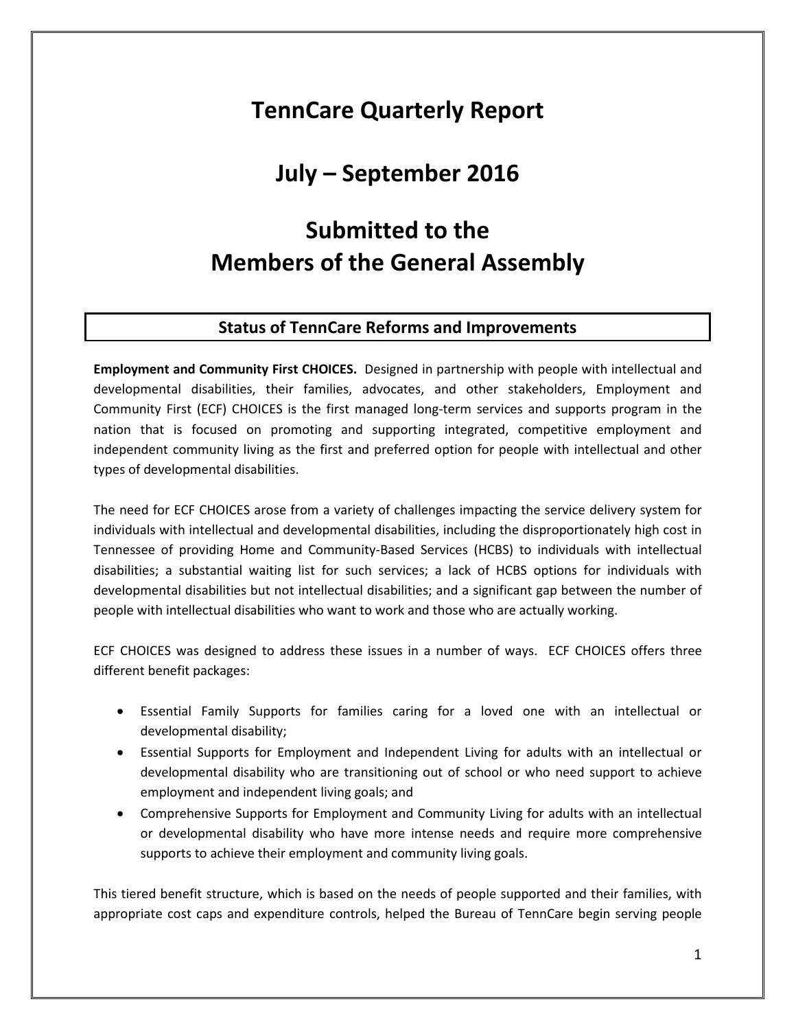# TennCare Quarterly Report

# July – September 2016

# Submitted to the Members of the General Assembly

## Status of TennCare Reforms and Improvements

**Employment and Community First CHOICES.** Designed in partnership with people with intellectual and developmental disabilities, their families, advocates, and other stakeholders, Employment and Community First (ECF) CHOICES is the first managed long-term services and supports program in the nation that is focused on promoting and supporting integrated, competitive employment and independent community living as the first and preferred option for people with intellectual and other types of developmental disabilities.

The need for ECF CHOICES arose from a variety of challenges impacting the service delivery system for individuals with intellectual and developmental disabilities, including the disproportionately high cost in Tennessee of providing Home and Community-Based Services (HCBS) to individuals with intellectual disabilities; a substantial waiting list for such services; a lack of HCBS options for individuals with developmental disabilities but not intellectual disabilities; and a significant gap between the number of people with intellectual disabilities who want to work and those who are actually working.

ECF CHOICES was designed to address these issues in a number of ways. ECF CHOICES offers three different benefit packages:

- Essential Family Supports for families caring for a loved one with an intellectual or developmental disability;
- Essential Supports for Employment and Independent Living for adults with an intellectual or developmental disability who are transitioning out of school or who need support to achieve employment and independent living goals; and
- Comprehensive Supports for Employment and Community Living for adults with an intellectual or developmental disability who have more intense needs and require more comprehensive supports to achieve their employment and community living goals.

This tiered benefit structure, which is based on the needs of people supported and their families, with appropriate cost caps and expenditure controls, helped the Bureau of TennCare begin serving people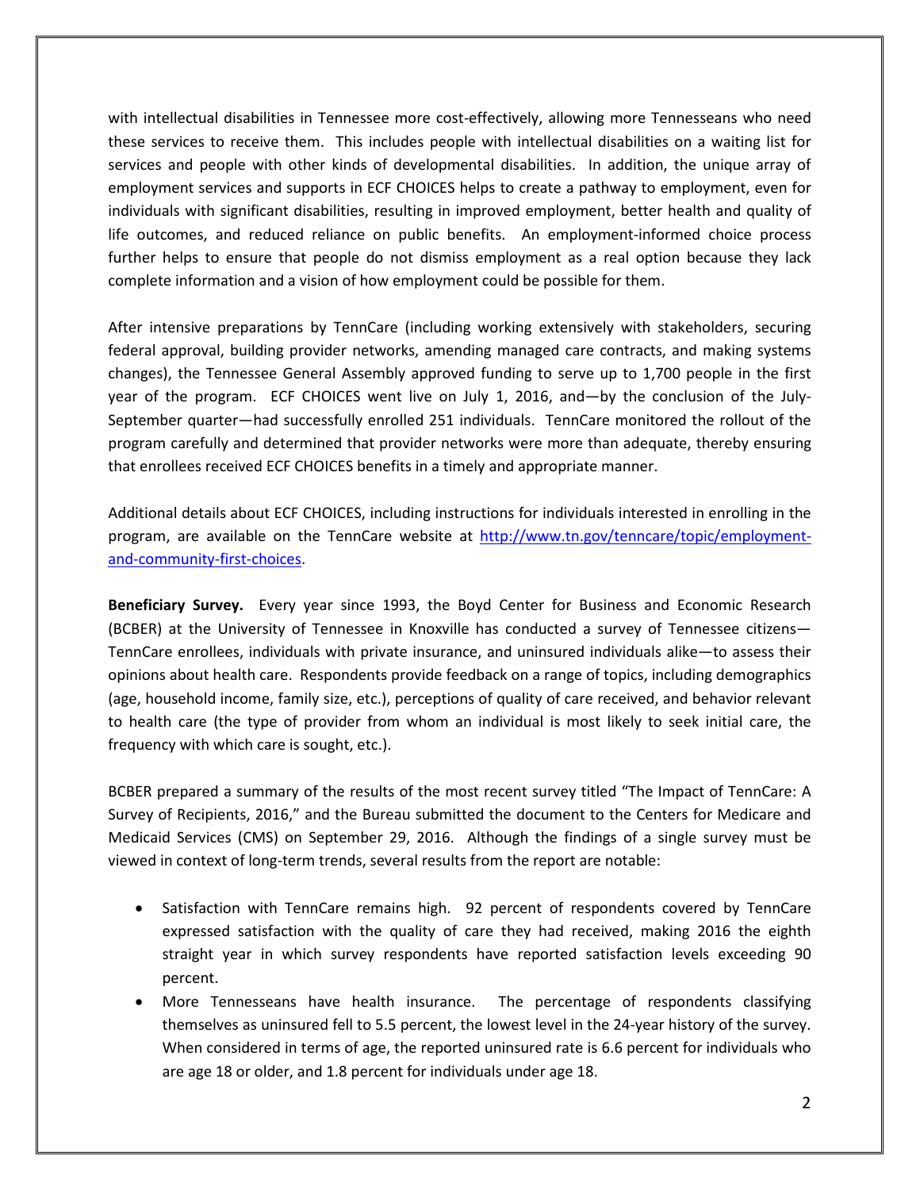with intellectual disabilities in Tennessee more cost-effectively, allowing more Tennesseans who need these services to receive them. This includes people with intellectual disabilities on a waiting list for services and people with other kinds of developmental disabilities. In addition, the unique array of employment services and supports in ECF CHOICES helps to create a pathway to employment, even for individuals with significant disabilities, resulting in improved employment, better health and quality of life outcomes, and reduced reliance on public benefits. An employment-informed choice process further helps to ensure that people do not dismiss employment as a real option because they lack complete information and a vision of how employment could be possible for them.

After intensive preparations by TennCare (including working extensively with stakeholders, securing federal approval, building provider networks, amending managed care contracts, and making systems changes), the Tennessee General Assembly approved funding to serve up to 1,700 people in the first year of the program. ECF CHOICES went live on July 1, 2016, and—by the conclusion of the July-September quarter—had successfully enrolled 251 individuals. TennCare monitored the rollout of the program carefully and determined that provider networks were more than adequate, thereby ensuring that enrollees received ECF CHOICES benefits in a timely and appropriate manner.

Additional details about ECF CHOICES, including instructions for individuals interested in enrolling in the program, are available on the TennCare website at [http://www.tn.gov/tenncare/topic/employment-and-community-first-choices](http://www.tn.gov/tenncare/topic/employment-and-community-first-choices).

**Beneficiary Survey.** Every year since 1993, the Boyd Center for Business and Economic Research (BCBER) at the University of Tennessee in Knoxville has conducted a survey of Tennessee citizens—TennCare enrollees, individuals with private insurance, and uninsured individuals alike—to assess their opinions about health care. Respondents provide feedback on a range of topics, including demographics (age, household income, family size, etc.), perceptions of quality of care received, and behavior relevant to health care (the type of provider from whom an individual is most likely to seek initial care, the frequency with which care is sought, etc.).

BCBER prepared a summary of the results of the most recent survey titled "The Impact of TennCare: A Survey of Recipients, 2016," and the Bureau submitted the document to the Centers for Medicare and Medicaid Services (CMS) on September 29, 2016. Although the findings of a single survey must be viewed in context of long-term trends, several results from the report are notable:

- Satisfaction with TennCare remains high. 92 percent of respondents covered by TennCare expressed satisfaction with the quality of care they had received, making 2016 the eighth straight year in which survey respondents have reported satisfaction levels exceeding 90 percent.
- More Tennesseans have health insurance. The percentage of respondents classifying themselves as uninsured fell to 5.5 percent, the lowest level in the 24-year history of the survey. When considered in terms of age, the reported uninsured rate is 6.6 percent for individuals who are age 18 or older, and 1.8 percent for individuals under age 18.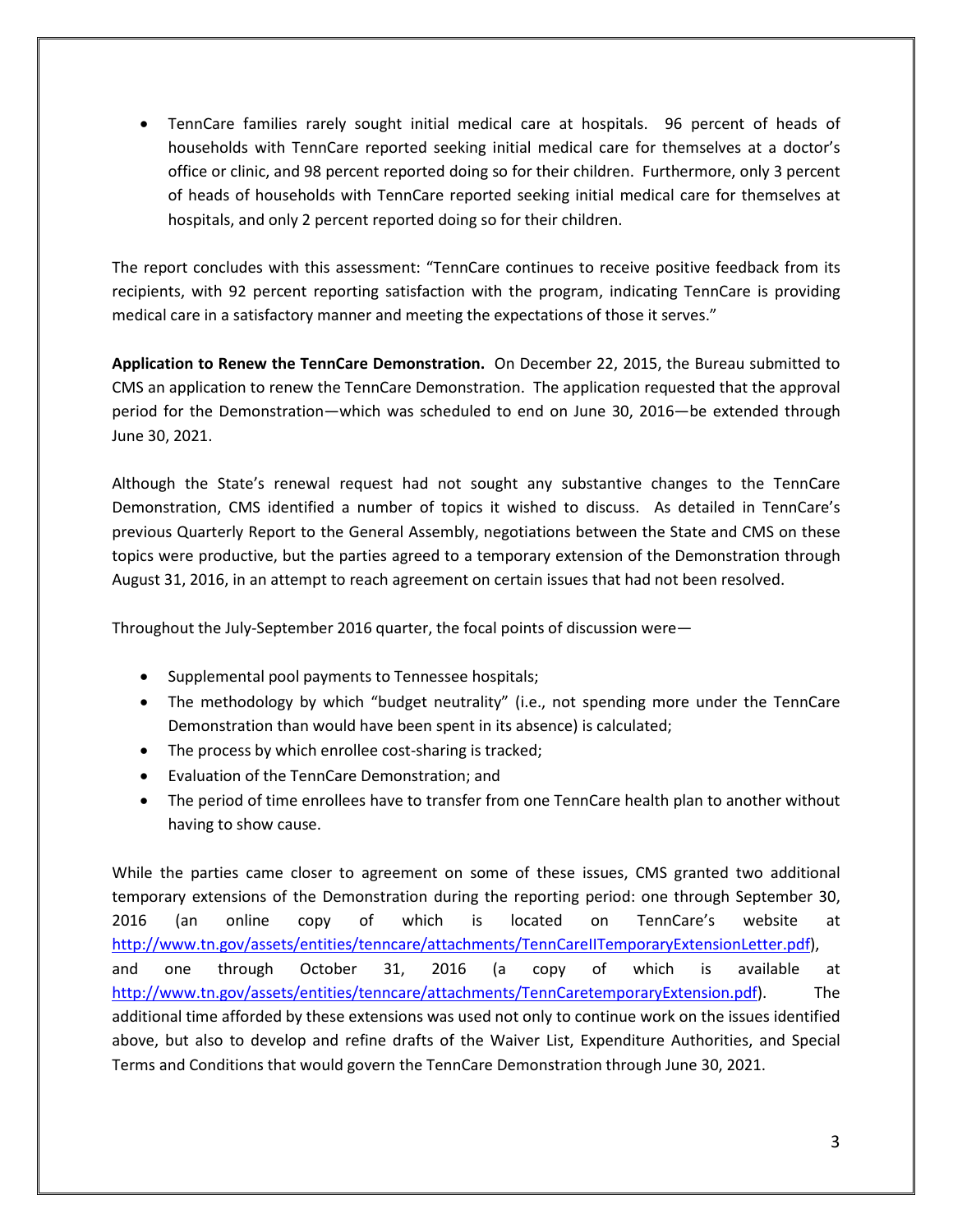- TennCare families rarely sought initial medical care at hospitals. 96 percent of heads of households with TennCare reported seeking initial medical care for themselves at a doctor's office or clinic, and 98 percent reported doing so for their children. Furthermore, only 3 percent of heads of households with TennCare reported seeking initial medical care for themselves at hospitals, and only 2 percent reported doing so for their children.

The report concludes with this assessment: "TennCare continues to receive positive feedback from its recipients, with 92 percent reporting satisfaction with the program, indicating TennCare is providing medical care in a satisfactory manner and meeting the expectations of those it serves."

**Application to Renew the TennCare Demonstration.** On December 22, 2015, the Bureau submitted to CMS an application to renew the TennCare Demonstration. The application requested that the approval period for the Demonstration—which was scheduled to end on June 30, 2016—be extended through June 30, 2021.

Although the State's renewal request had not sought any substantive changes to the TennCare Demonstration, CMS identified a number of topics it wished to discuss. As detailed in TennCare's previous Quarterly Report to the General Assembly, negotiations between the State and CMS on these topics were productive, but the parties agreed to a temporary extension of the Demonstration through August 31, 2016, in an attempt to reach agreement on certain issues that had not been resolved.

Throughout the July-September 2016 quarter, the focal points of discussion were—

- Supplemental pool payments to Tennessee hospitals;
- The methodology by which "budget neutrality" (i.e., not spending more under the TennCare Demonstration than would have been spent in its absence) is calculated;
- The process by which enrollee cost-sharing is tracked;
- Evaluation of the TennCare Demonstration; and
- The period of time enrollees have to transfer from one TennCare health plan to another without having to show cause.

While the parties came closer to agreement on some of these issues, CMS granted two additional temporary extensions of the Demonstration during the reporting period: one through September 30, 2016 (an online copy of which is located on TennCare's website at http://www.tn.gov/assets/entities/tenncare/attachments/TennCareIITemporaryExtensionLetter.pdf), and one through October 31, 2016 (a copy of which is available at http://www.tn.gov/assets/entities/tenncare/attachments/TennCaretemporaryExtension.pdf). The additional time afforded by these extensions was used not only to continue work on the issues identified above, but also to develop and refine drafts of the Waiver List, Expenditure Authorities, and Special Terms and Conditions that would govern the TennCare Demonstration through June 30, 2021.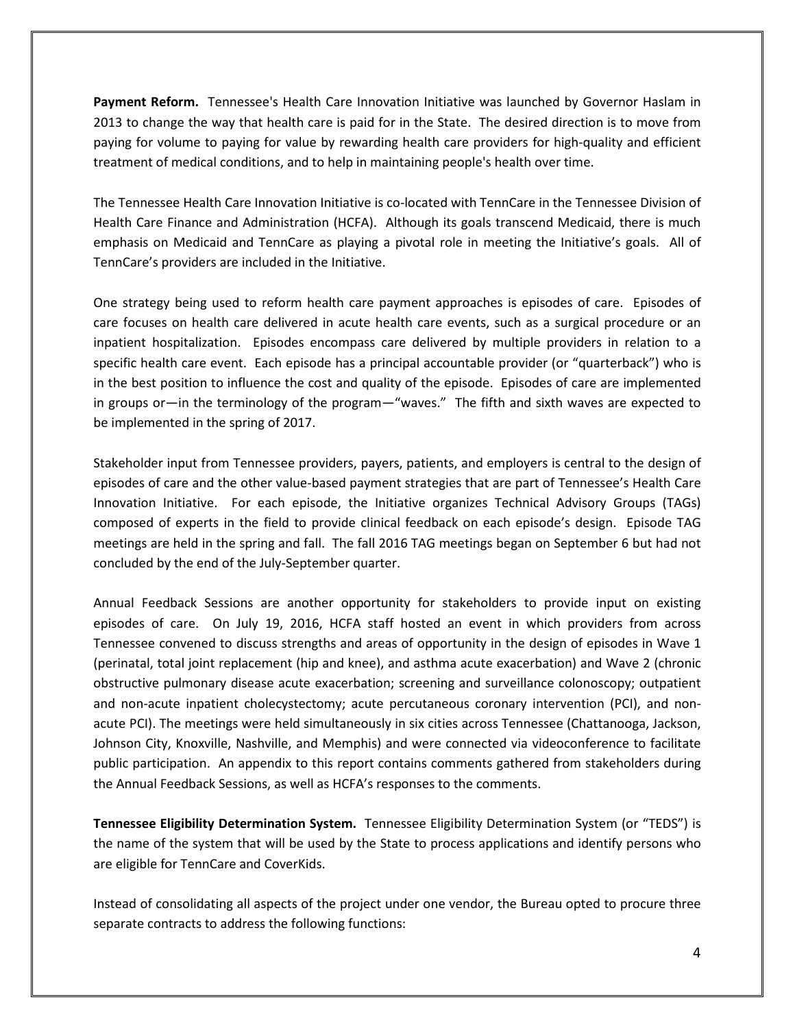**Payment Reform.** Tennessee's Health Care Innovation Initiative was launched by Governor Haslam in 2013 to change the way that health care is paid for in the State. The desired direction is to move from paying for volume to paying for value by rewarding health care providers for high-quality and efficient treatment of medical conditions, and to help in maintaining people's health over time.

The Tennessee Health Care Innovation Initiative is co-located with TennCare in the Tennessee Division of Health Care Finance and Administration (HCFA). Although its goals transcend Medicaid, there is much emphasis on Medicaid and TennCare as playing a pivotal role in meeting the Initiative's goals. All of TennCare's providers are included in the Initiative.

One strategy being used to reform health care payment approaches is episodes of care. Episodes of care focuses on health care delivered in acute health care events, such as a surgical procedure or an inpatient hospitalization. Episodes encompass care delivered by multiple providers in relation to a specific health care event. Each episode has a principal accountable provider (or "quarterback") who is in the best position to influence the cost and quality of the episode. Episodes of care are implemented in groups or—in the terminology of the program—"waves." The fifth and sixth waves are expected to be implemented in the spring of 2017.

Stakeholder input from Tennessee providers, payers, patients, and employers is central to the design of episodes of care and the other value-based payment strategies that are part of Tennessee's Health Care Innovation Initiative. For each episode, the Initiative organizes Technical Advisory Groups (TAGs) composed of experts in the field to provide clinical feedback on each episode's design. Episode TAG meetings are held in the spring and fall. The fall 2016 TAG meetings began on September 6 but had not concluded by the end of the July-September quarter.

Annual Feedback Sessions are another opportunity for stakeholders to provide input on existing episodes of care. On July 19, 2016, HCFA staff hosted an event in which providers from across Tennessee convened to discuss strengths and areas of opportunity in the design of episodes in Wave 1 (perinatal, total joint replacement (hip and knee), and asthma acute exacerbation) and Wave 2 (chronic obstructive pulmonary disease acute exacerbation; screening and surveillance colonoscopy; outpatient and non-acute inpatient cholecystectomy; acute percutaneous coronary intervention (PCI), and non-acute PCI). The meetings were held simultaneously in six cities across Tennessee (Chattanooga, Jackson, Johnson City, Knoxville, Nashville, and Memphis) and were connected via videoconference to facilitate public participation. An appendix to this report contains comments gathered from stakeholders during the Annual Feedback Sessions, as well as HCFA's responses to the comments.

**Tennessee Eligibility Determination System.** Tennessee Eligibility Determination System (or "TEDS") is the name of the system that will be used by the State to process applications and identify persons who are eligible for TennCare and CoverKids.

Instead of consolidating all aspects of the project under one vendor, the Bureau opted to procure three separate contracts to address the following functions: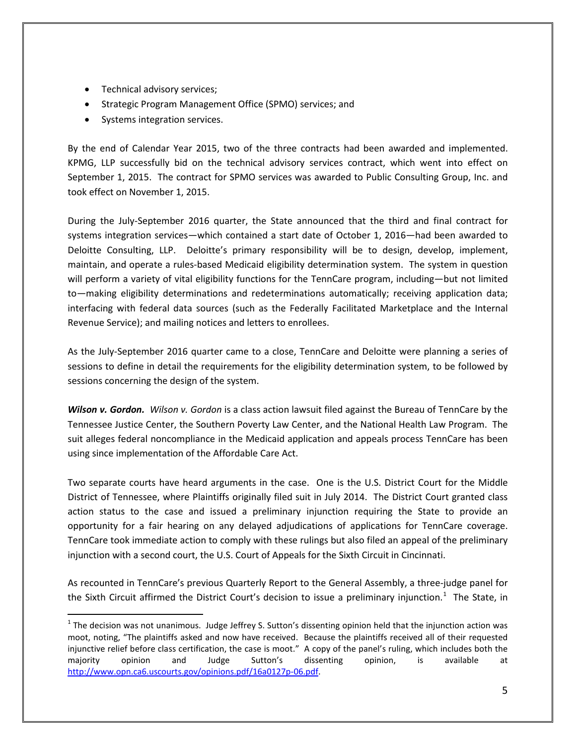- Technical advisory services;
- Strategic Program Management Office (SPMO) services; and
- Systems integration services.

By the end of Calendar Year 2015, two of the three contracts had been awarded and implemented. KPMG, LLP successfully bid on the technical advisory services contract, which went into effect on September 1, 2015. The contract for SPMO services was awarded to Public Consulting Group, Inc. and took effect on November 1, 2015.

During the July-September 2016 quarter, the State announced that the third and final contract for systems integration services—which contained a start date of October 1, 2016—had been awarded to Deloitte Consulting, LLP. Deloitte's primary responsibility will be to design, develop, implement, maintain, and operate a rules-based Medicaid eligibility determination system. The system in question will perform a variety of vital eligibility functions for the TennCare program, including—but not limited to—making eligibility determinations and redeterminations automatically; receiving application data; interfacing with federal data sources (such as the Federally Facilitated Marketplace and the Internal Revenue Service); and mailing notices and letters to enrollees.

As the July-September 2016 quarter came to a close, TennCare and Deloitte were planning a series of sessions to define in detail the requirements for the eligibility determination system, to be followed by sessions concerning the design of the system.

***Wilson v. Gordon.*** *Wilson v. Gordon* is a class action lawsuit filed against the Bureau of TennCare by the Tennessee Justice Center, the Southern Poverty Law Center, and the National Health Law Program. The suit alleges federal noncompliance in the Medicaid application and appeals process TennCare has been using since implementation of the Affordable Care Act.

Two separate courts have heard arguments in the case. One is the U.S. District Court for the Middle District of Tennessee, where Plaintiffs originally filed suit in July 2014. The District Court granted class action status to the case and issued a preliminary injunction requiring the State to provide an opportunity for a fair hearing on any delayed adjudications of applications for TennCare coverage. TennCare took immediate action to comply with these rulings but also filed an appeal of the preliminary injunction with a second court, the U.S. Court of Appeals for the Sixth Circuit in Cincinnati.

As recounted in TennCare's previous Quarterly Report to the General Assembly, a three-judge panel for the Sixth Circuit affirmed the District Court's decision to issue a preliminary injunction.[1] The State, in

---

[1] The decision was not unanimous. Judge Jeffrey S. Sutton's dissenting opinion held that the injunction action was moot, noting, "The plaintiffs asked and now have received. Because the plaintiffs received all of their requested injunctive relief before class certification, the case is moot." A copy of the panel's ruling, which includes both the majority opinion and Judge Sutton's dissenting opinion, is available at http://www.opn.ca6.uscourts.gov/opinions.pdf/16a0127p-06.pdf.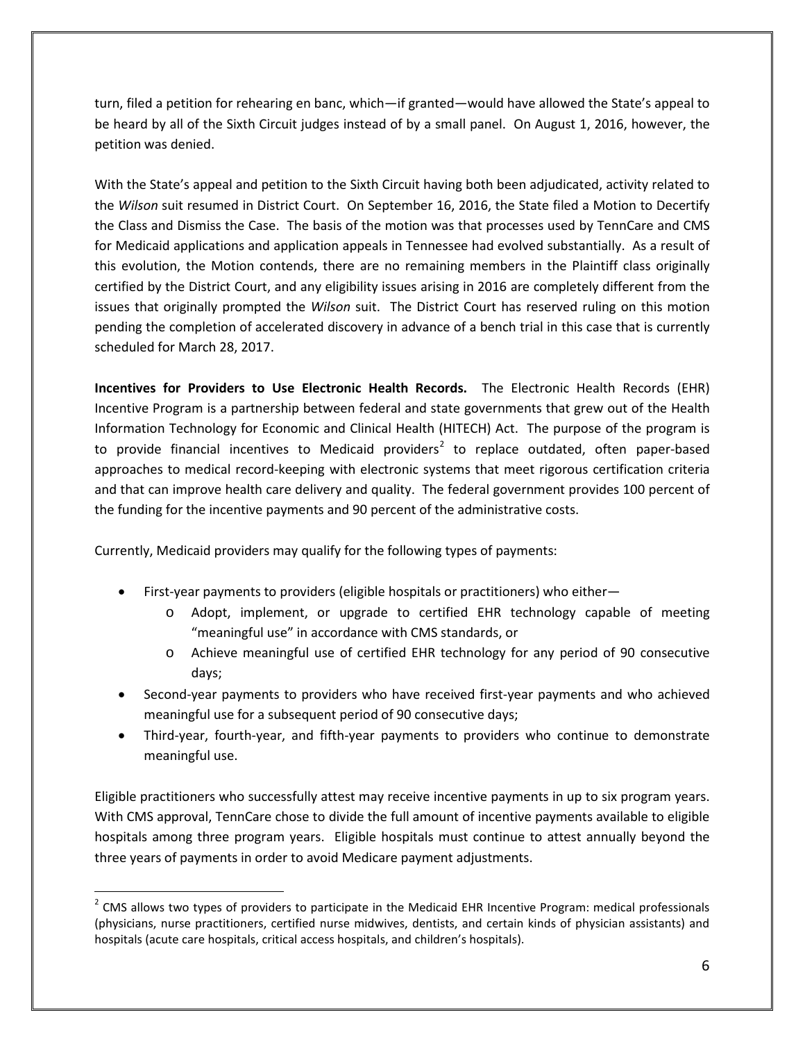turn, filed a petition for rehearing en banc, which—if granted—would have allowed the State's appeal to be heard by all of the Sixth Circuit judges instead of by a small panel. On August 1, 2016, however, the petition was denied.

With the State's appeal and petition to the Sixth Circuit having both been adjudicated, activity related to the *Wilson* suit resumed in District Court. On September 16, 2016, the State filed a Motion to Decertify the Class and Dismiss the Case. The basis of the motion was that processes used by TennCare and CMS for Medicaid applications and application appeals in Tennessee had evolved substantially. As a result of this evolution, the Motion contends, there are no remaining members in the Plaintiff class originally certified by the District Court, and any eligibility issues arising in 2016 are completely different from the issues that originally prompted the *Wilson* suit. The District Court has reserved ruling on this motion pending the completion of accelerated discovery in advance of a bench trial in this case that is currently scheduled for March 28, 2017.

**Incentives for Providers to Use Electronic Health Records.** The Electronic Health Records (EHR) Incentive Program is a partnership between federal and state governments that grew out of the Health Information Technology for Economic and Clinical Health (HITECH) Act. The purpose of the program is to provide financial incentives to Medicaid providers[2] to replace outdated, often paper-based approaches to medical record-keeping with electronic systems that meet rigorous certification criteria and that can improve health care delivery and quality. The federal government provides 100 percent of the funding for the incentive payments and 90 percent of the administrative costs.

Currently, Medicaid providers may qualify for the following types of payments:

- First-year payments to providers (eligible hospitals or practitioners) who either—
  - Adopt, implement, or upgrade to certified EHR technology capable of meeting "meaningful use" in accordance with CMS standards, or
  - Achieve meaningful use of certified EHR technology for any period of 90 consecutive days;
- Second-year payments to providers who have received first-year payments and who achieved meaningful use for a subsequent period of 90 consecutive days;
- Third-year, fourth-year, and fifth-year payments to providers who continue to demonstrate meaningful use.

Eligible practitioners who successfully attest may receive incentive payments in up to six program years. With CMS approval, TennCare chose to divide the full amount of incentive payments available to eligible hospitals among three program years. Eligible hospitals must continue to attest annually beyond the three years of payments in order to avoid Medicare payment adjustments.

[2] CMS allows two types of providers to participate in the Medicaid EHR Incentive Program: medical professionals (physicians, nurse practitioners, certified nurse midwives, dentists, and certain kinds of physician assistants) and hospitals (acute care hospitals, critical access hospitals, and children's hospitals).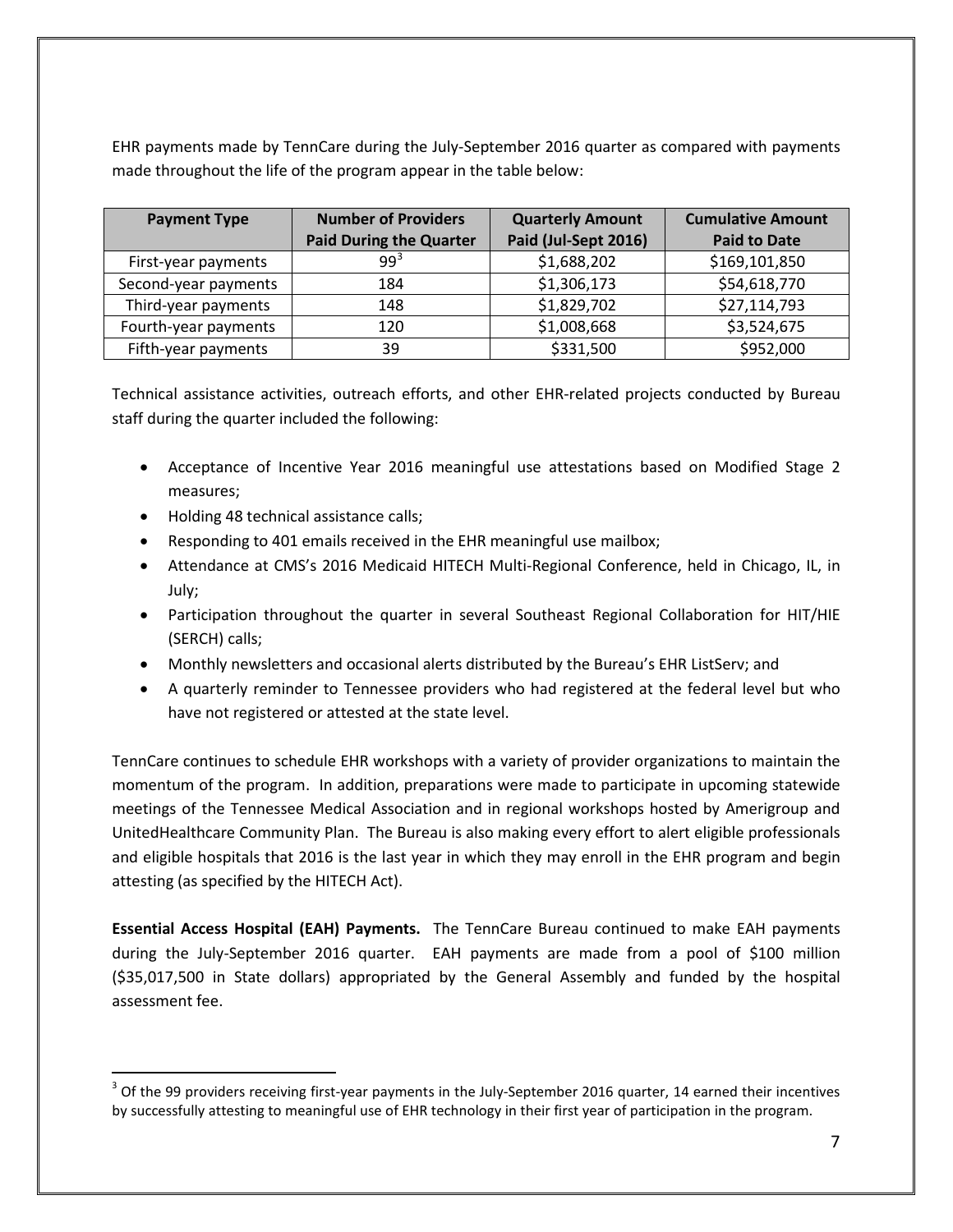EHR payments made by TennCare during the July-September 2016 quarter as compared with payments made throughout the life of the program appear in the table below:

| Payment Type | Number of Providers Paid During the Quarter | Quarterly Amount Paid (Jul-Sept 2016) | Cumulative Amount Paid to Date |
|---|---|---|---|
| First-year payments | 99[3] | $1,688,202 | $169,101,850 |
| Second-year payments | 184 | $1,306,173 | $54,618,770 |
| Third-year payments | 148 | $1,829,702 | $27,114,793 |
| Fourth-year payments | 120 | $1,008,668 | $3,524,675 |
| Fifth-year payments | 39 | $331,500 | $952,000 |

Technical assistance activities, outreach efforts, and other EHR-related projects conducted by Bureau staff during the quarter included the following:

- Acceptance of Incentive Year 2016 meaningful use attestations based on Modified Stage 2 measures;
- Holding 48 technical assistance calls;
- Responding to 401 emails received in the EHR meaningful use mailbox;
- Attendance at CMS's 2016 Medicaid HITECH Multi-Regional Conference, held in Chicago, IL, in July;
- Participation throughout the quarter in several Southeast Regional Collaboration for HIT/HIE (SERCH) calls;
- Monthly newsletters and occasional alerts distributed by the Bureau's EHR ListServ; and
- A quarterly reminder to Tennessee providers who had registered at the federal level but who have not registered or attested at the state level.

TennCare continues to schedule EHR workshops with a variety of provider organizations to maintain the momentum of the program. In addition, preparations were made to participate in upcoming statewide meetings of the Tennessee Medical Association and in regional workshops hosted by Amerigroup and UnitedHealthcare Community Plan. The Bureau is also making every effort to alert eligible professionals and eligible hospitals that 2016 is the last year in which they may enroll in the EHR program and begin attesting (as specified by the HITECH Act).

**Essential Access Hospital (EAH) Payments.** The TennCare Bureau continued to make EAH payments during the July-September 2016 quarter. EAH payments are made from a pool of $100 million ($35,017,500 in State dollars) appropriated by the General Assembly and funded by the hospital assessment fee.

[3] Of the 99 providers receiving first-year payments in the July-September 2016 quarter, 14 earned their incentives by successfully attesting to meaningful use of EHR technology in their first year of participation in the program.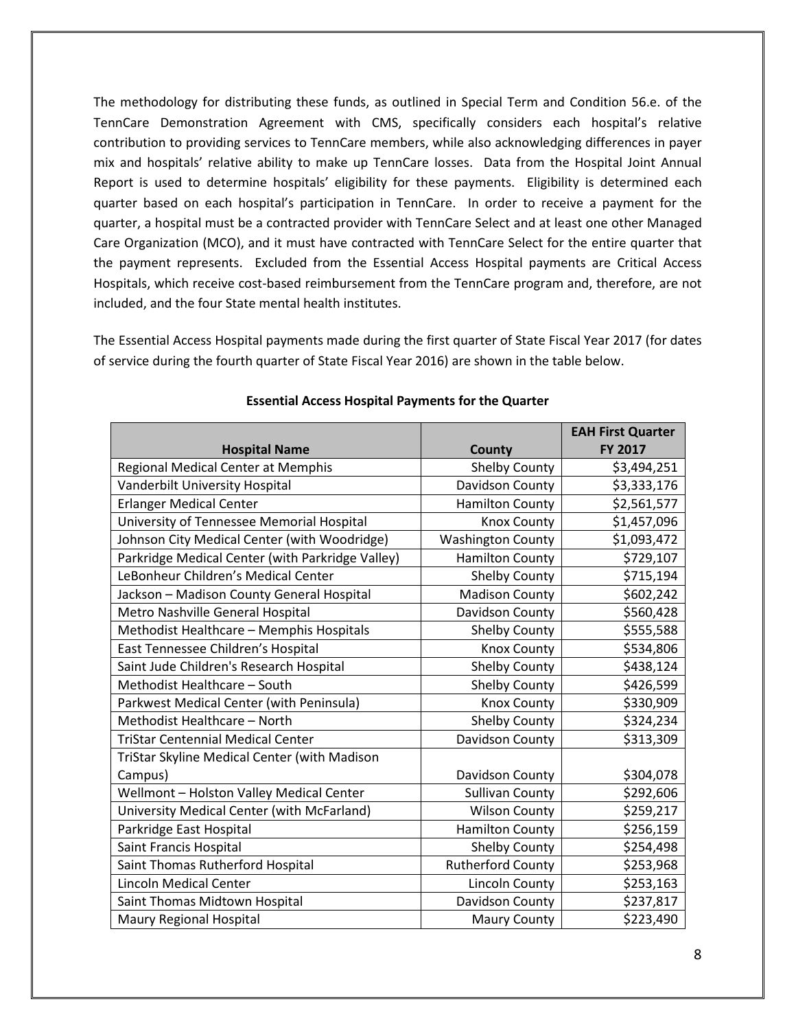The methodology for distributing these funds, as outlined in Special Term and Condition 56.e. of the TennCare Demonstration Agreement with CMS, specifically considers each hospital's relative contribution to providing services to TennCare members, while also acknowledging differences in payer mix and hospitals' relative ability to make up TennCare losses. Data from the Hospital Joint Annual Report is used to determine hospitals' eligibility for these payments. Eligibility is determined each quarter based on each hospital's participation in TennCare. In order to receive a payment for the quarter, a hospital must be a contracted provider with TennCare Select and at least one other Managed Care Organization (MCO), and it must have contracted with TennCare Select for the entire quarter that the payment represents. Excluded from the Essential Access Hospital payments are Critical Access Hospitals, which receive cost-based reimbursement from the TennCare program and, therefore, are not included, and the four State mental health institutes.

The Essential Access Hospital payments made during the first quarter of State Fiscal Year 2017 (for dates of service during the fourth quarter of State Fiscal Year 2016) are shown in the table below.

**Essential Access Hospital Payments for the Quarter**

| Hospital Name | County | EAH First Quarter FY 2017 |
|---|---|---|
| Regional Medical Center at Memphis | Shelby County | $3,494,251 |
| Vanderbilt University Hospital | Davidson County | $3,333,176 |
| Erlanger Medical Center | Hamilton County | $2,561,577 |
| University of Tennessee Memorial Hospital | Knox County | $1,457,096 |
| Johnson City Medical Center (with Woodridge) | Washington County | $1,093,472 |
| Parkridge Medical Center (with Parkridge Valley) | Hamilton County | $729,107 |
| LeBonheur Children's Medical Center | Shelby County | $715,194 |
| Jackson – Madison County General Hospital | Madison County | $602,242 |
| Metro Nashville General Hospital | Davidson County | $560,428 |
| Methodist Healthcare – Memphis Hospitals | Shelby County | $555,588 |
| East Tennessee Children's Hospital | Knox County | $534,806 |
| Saint Jude Children's Research Hospital | Shelby County | $438,124 |
| Methodist Healthcare – South | Shelby County | $426,599 |
| Parkwest Medical Center (with Peninsula) | Knox County | $330,909 |
| Methodist Healthcare – North | Shelby County | $324,234 |
| TriStar Centennial Medical Center | Davidson County | $313,309 |
| TriStar Skyline Medical Center (with Madison Campus) | Davidson County | $304,078 |
| Wellmont – Holston Valley Medical Center | Sullivan County | $292,606 |
| University Medical Center (with McFarland) | Wilson County | $259,217 |
| Parkridge East Hospital | Hamilton County | $256,159 |
| Saint Francis Hospital | Shelby County | $254,498 |
| Saint Thomas Rutherford Hospital | Rutherford County | $253,968 |
| Lincoln Medical Center | Lincoln County | $253,163 |
| Saint Thomas Midtown Hospital | Davidson County | $237,817 |
| Maury Regional Hospital | Maury County | $223,490 |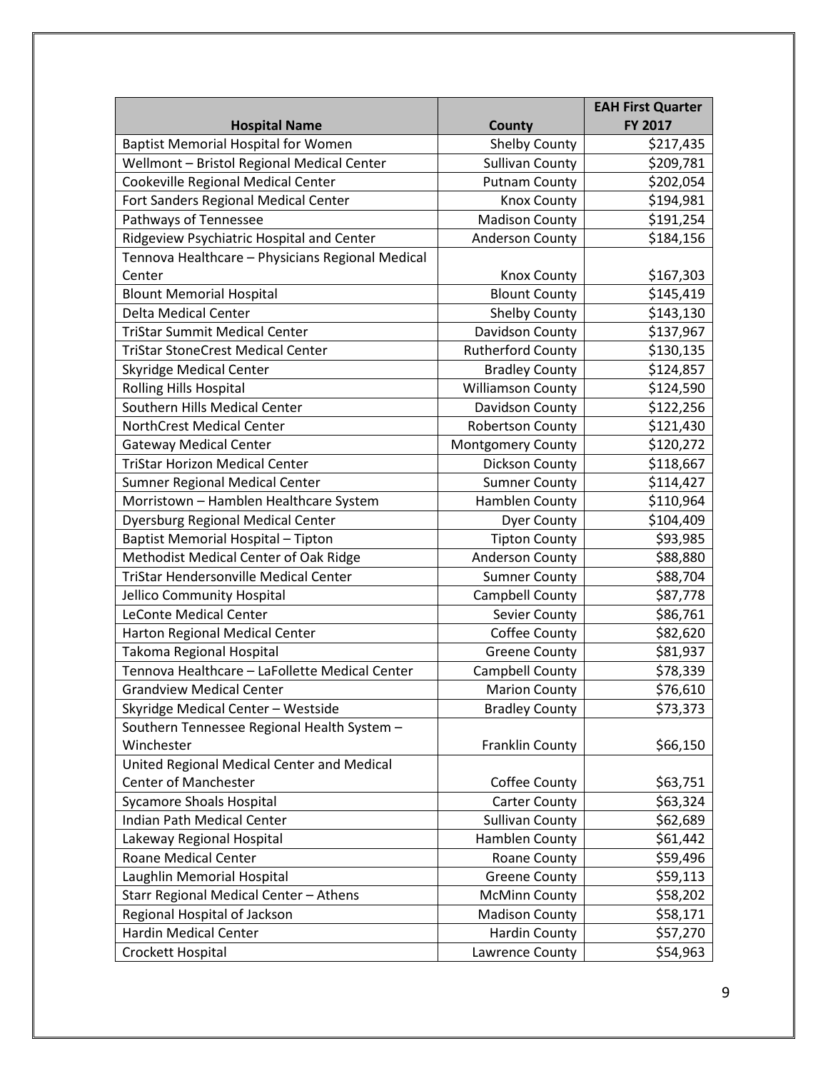| Hospital Name | County | EAH First Quarter FY 2017 |
|---|---|---|
| Baptist Memorial Hospital for Women | Shelby County | $217,435 |
| Wellmont – Bristol Regional Medical Center | Sullivan County | $209,781 |
| Cookeville Regional Medical Center | Putnam County | $202,054 |
| Fort Sanders Regional Medical Center | Knox County | $194,981 |
| Pathways of Tennessee | Madison County | $191,254 |
| Ridgeview Psychiatric Hospital and Center | Anderson County | $184,156 |
| Tennova Healthcare – Physicians Regional Medical Center | Knox County | $167,303 |
| Blount Memorial Hospital | Blount County | $145,419 |
| Delta Medical Center | Shelby County | $143,130 |
| TriStar Summit Medical Center | Davidson County | $137,967 |
| TriStar StoneCrest Medical Center | Rutherford County | $130,135 |
| Skyridge Medical Center | Bradley County | $124,857 |
| Rolling Hills Hospital | Williamson County | $124,590 |
| Southern Hills Medical Center | Davidson County | $122,256 |
| NorthCrest Medical Center | Robertson County | $121,430 |
| Gateway Medical Center | Montgomery County | $120,272 |
| TriStar Horizon Medical Center | Dickson County | $118,667 |
| Sumner Regional Medical Center | Sumner County | $114,427 |
| Morristown – Hamblen Healthcare System | Hamblen County | $110,964 |
| Dyersburg Regional Medical Center | Dyer County | $104,409 |
| Baptist Memorial Hospital – Tipton | Tipton County | $93,985 |
| Methodist Medical Center of Oak Ridge | Anderson County | $88,880 |
| TriStar Hendersonville Medical Center | Sumner County | $88,704 |
| Jellico Community Hospital | Campbell County | $87,778 |
| LeConte Medical Center | Sevier County | $86,761 |
| Harton Regional Medical Center | Coffee County | $82,620 |
| Takoma Regional Hospital | Greene County | $81,937 |
| Tennova Healthcare – LaFollette Medical Center | Campbell County | $78,339 |
| Grandview Medical Center | Marion County | $76,610 |
| Skyridge Medical Center – Westside | Bradley County | $73,373 |
| Southern Tennessee Regional Health System – Winchester | Franklin County | $66,150 |
| United Regional Medical Center and Medical Center of Manchester | Coffee County | $63,751 |
| Sycamore Shoals Hospital | Carter County | $63,324 |
| Indian Path Medical Center | Sullivan County | $62,689 |
| Lakeway Regional Hospital | Hamblen County | $61,442 |
| Roane Medical Center | Roane County | $59,496 |
| Laughlin Memorial Hospital | Greene County | $59,113 |
| Starr Regional Medical Center – Athens | McMinn County | $58,202 |
| Regional Hospital of Jackson | Madison County | $58,171 |
| Hardin Medical Center | Hardin County | $57,270 |
| Crockett Hospital | Lawrence County | $54,963 |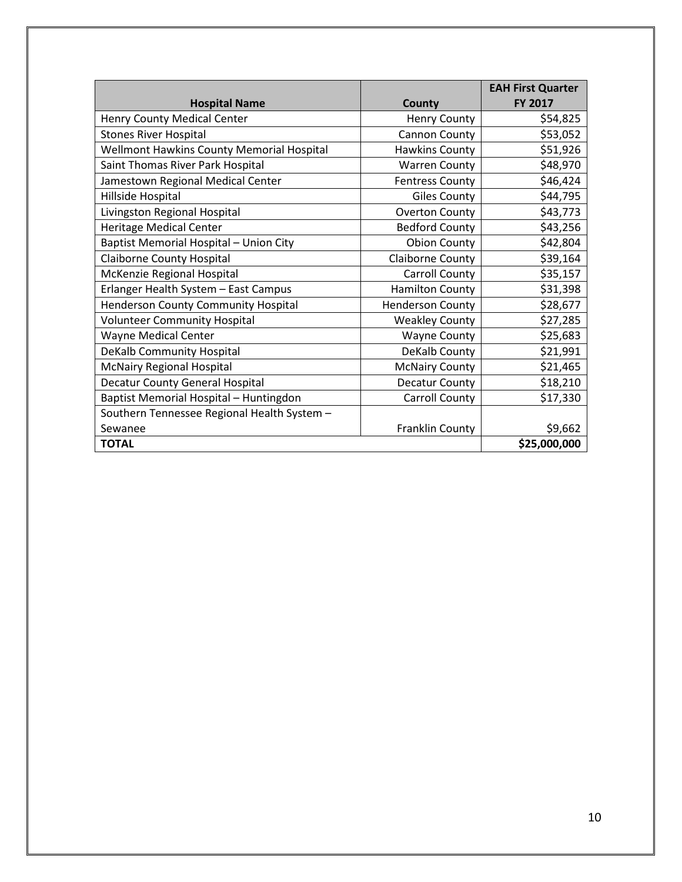| Hospital Name | County | EAH First Quarter FY 2017 |
| --- | --- | --- |
| Henry County Medical Center | Henry County | $54,825 |
| Stones River Hospital | Cannon County | $53,052 |
| Wellmont Hawkins County Memorial Hospital | Hawkins County | $51,926 |
| Saint Thomas River Park Hospital | Warren County | $48,970 |
| Jamestown Regional Medical Center | Fentress County | $46,424 |
| Hillside Hospital | Giles County | $44,795 |
| Livingston Regional Hospital | Overton County | $43,773 |
| Heritage Medical Center | Bedford County | $43,256 |
| Baptist Memorial Hospital – Union City | Obion County | $42,804 |
| Claiborne County Hospital | Claiborne County | $39,164 |
| McKenzie Regional Hospital | Carroll County | $35,157 |
| Erlanger Health System – East Campus | Hamilton County | $31,398 |
| Henderson County Community Hospital | Henderson County | $28,677 |
| Volunteer Community Hospital | Weakley County | $27,285 |
| Wayne Medical Center | Wayne County | $25,683 |
| DeKalb Community Hospital | DeKalb County | $21,991 |
| McNairy Regional Hospital | McNairy County | $21,465 |
| Decatur County General Hospital | Decatur County | $18,210 |
| Baptist Memorial Hospital – Huntingdon | Carroll County | $17,330 |
| Southern Tennessee Regional Health System – Sewanee | Franklin County | $9,662 |
| **TOTAL** | | **$25,000,000** |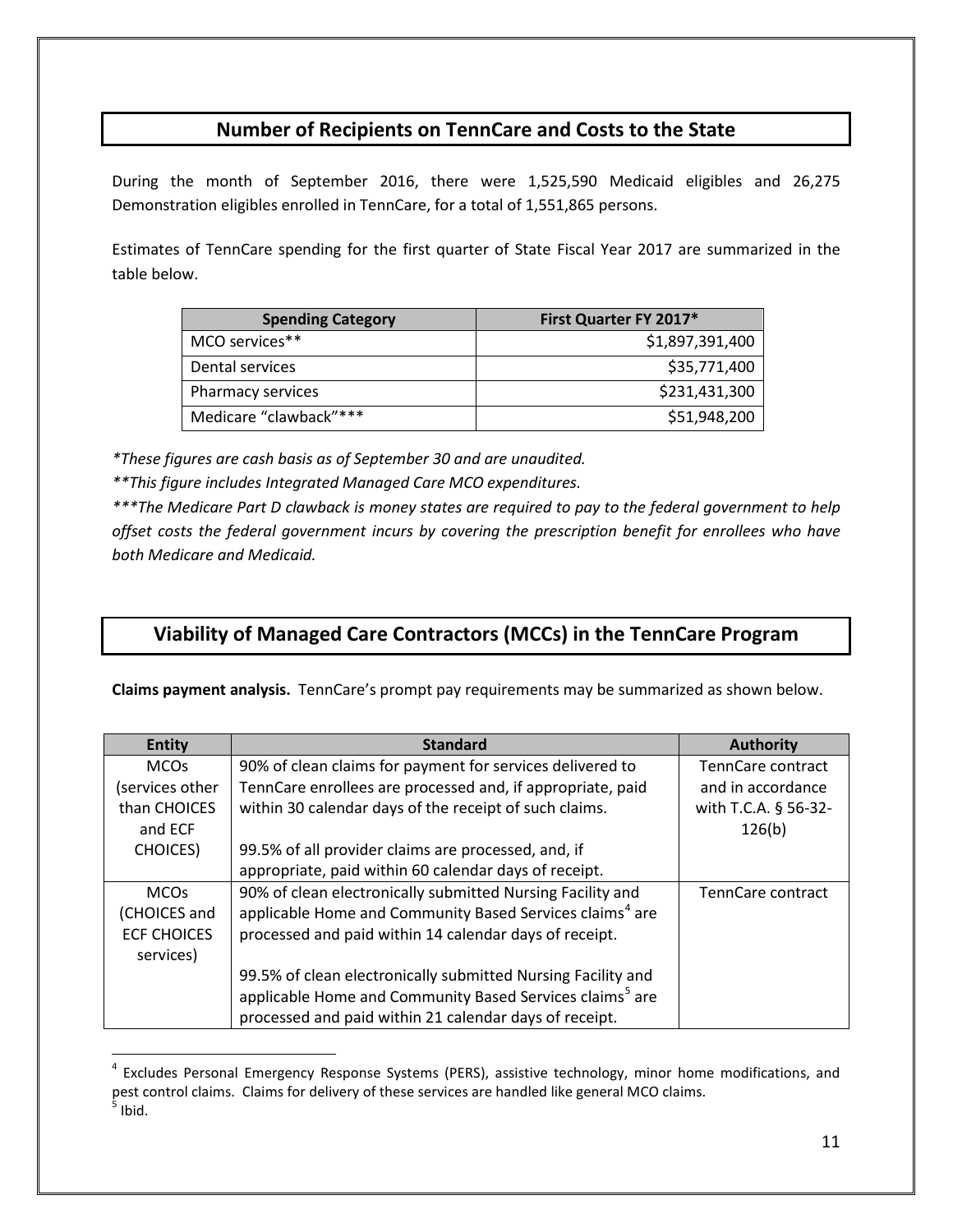## Number of Recipients on TennCare and Costs to the State

During the month of September 2016, there were 1,525,590 Medicaid eligibles and 26,275 Demonstration eligibles enrolled in TennCare, for a total of 1,551,865 persons.

Estimates of TennCare spending for the first quarter of State Fiscal Year 2017 are summarized in the table below.

| Spending Category | First Quarter FY 2017* |
|---|---|
| MCO services** | $1,897,391,400 |
| Dental services | $35,771,400 |
| Pharmacy services | $231,431,300 |
| Medicare "clawback"*** | $51,948,200 |

*\*These figures are cash basis as of September 30 and are unaudited.*

*\*\*This figure includes Integrated Managed Care MCO expenditures.*

*\*\*\*The Medicare Part D clawback is money states are required to pay to the federal government to help offset costs the federal government incurs by covering the prescription benefit for enrollees who have both Medicare and Medicaid.*

## Viability of Managed Care Contractors (MCCs) in the TennCare Program

**Claims payment analysis.** TennCare's prompt pay requirements may be summarized as shown below.

| Entity | Standard | Authority |
|---|---|---|
| MCOs (services other than CHOICES and ECF CHOICES) | 90% of clean claims for payment for services delivered to TennCare enrollees are processed and, if appropriate, paid within 30 calendar days of the receipt of such claims.<br><br>99.5% of all provider claims are processed, and, if appropriate, paid within 60 calendar days of receipt. | TennCare contract and in accordance with T.C.A. § 56-32-126(b) |
| MCOs (CHOICES and ECF CHOICES services) | 90% of clean electronically submitted Nursing Facility and applicable Home and Community Based Services claims[4] are processed and paid within 14 calendar days of receipt.<br><br>99.5% of clean electronically submitted Nursing Facility and applicable Home and Community Based Services claims[5] are processed and paid within 21 calendar days of receipt. | TennCare contract |

[4] Excludes Personal Emergency Response Systems (PERS), assistive technology, minor home modifications, and pest control claims. Claims for delivery of these services are handled like general MCO claims.

[5] Ibid.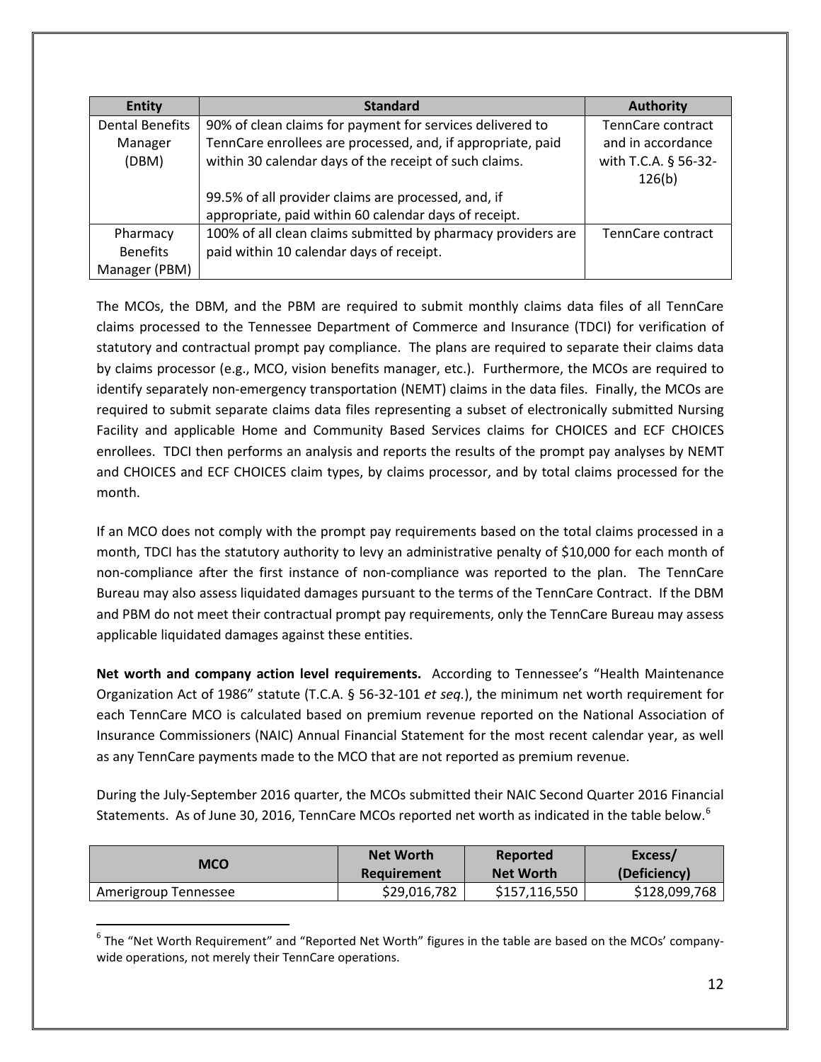| Entity | Standard | Authority |
|---|---|---|
| Dental Benefits Manager (DBM) | 90% of clean claims for payment for services delivered to TennCare enrollees are processed, and, if appropriate, paid within 30 calendar days of the receipt of such claims.<br><br>99.5% of all provider claims are processed, and, if appropriate, paid within 60 calendar days of receipt. | TennCare contract and in accordance with T.C.A. § 56-32-126(b) |
| Pharmacy Benefits Manager (PBM) | 100% of all clean claims submitted by pharmacy providers are paid within 10 calendar days of receipt. | TennCare contract |

The MCOs, the DBM, and the PBM are required to submit monthly claims data files of all TennCare claims processed to the Tennessee Department of Commerce and Insurance (TDCI) for verification of statutory and contractual prompt pay compliance. The plans are required to separate their claims data by claims processor (e.g., MCO, vision benefits manager, etc.). Furthermore, the MCOs are required to identify separately non-emergency transportation (NEMT) claims in the data files. Finally, the MCOs are required to submit separate claims data files representing a subset of electronically submitted Nursing Facility and applicable Home and Community Based Services claims for CHOICES and ECF CHOICES enrollees. TDCI then performs an analysis and reports the results of the prompt pay analyses by NEMT and CHOICES and ECF CHOICES claim types, by claims processor, and by total claims processed for the month.

If an MCO does not comply with the prompt pay requirements based on the total claims processed in a month, TDCI has the statutory authority to levy an administrative penalty of $10,000 for each month of non-compliance after the first instance of non-compliance was reported to the plan. The TennCare Bureau may also assess liquidated damages pursuant to the terms of the TennCare Contract. If the DBM and PBM do not meet their contractual prompt pay requirements, only the TennCare Bureau may assess applicable liquidated damages against these entities.

**Net worth and company action level requirements.** According to Tennessee's "Health Maintenance Organization Act of 1986" statute (T.C.A. § 56-32-101 *et seq.*), the minimum net worth requirement for each TennCare MCO is calculated based on premium revenue reported on the National Association of Insurance Commissioners (NAIC) Annual Financial Statement for the most recent calendar year, as well as any TennCare payments made to the MCO that are not reported as premium revenue.

During the July-September 2016 quarter, the MCOs submitted their NAIC Second Quarter 2016 Financial Statements. As of June 30, 2016, TennCare MCOs reported net worth as indicated in the table below.[6]

| MCO | Net Worth Requirement | Reported Net Worth | Excess/ (Deficiency) |
|---|---|---|---|
| Amerigroup Tennessee | $29,016,782 | $157,116,550 | $128,099,768 |

[6] The "Net Worth Requirement" and "Reported Net Worth" figures in the table are based on the MCOs' company-wide operations, not merely their TennCare operations.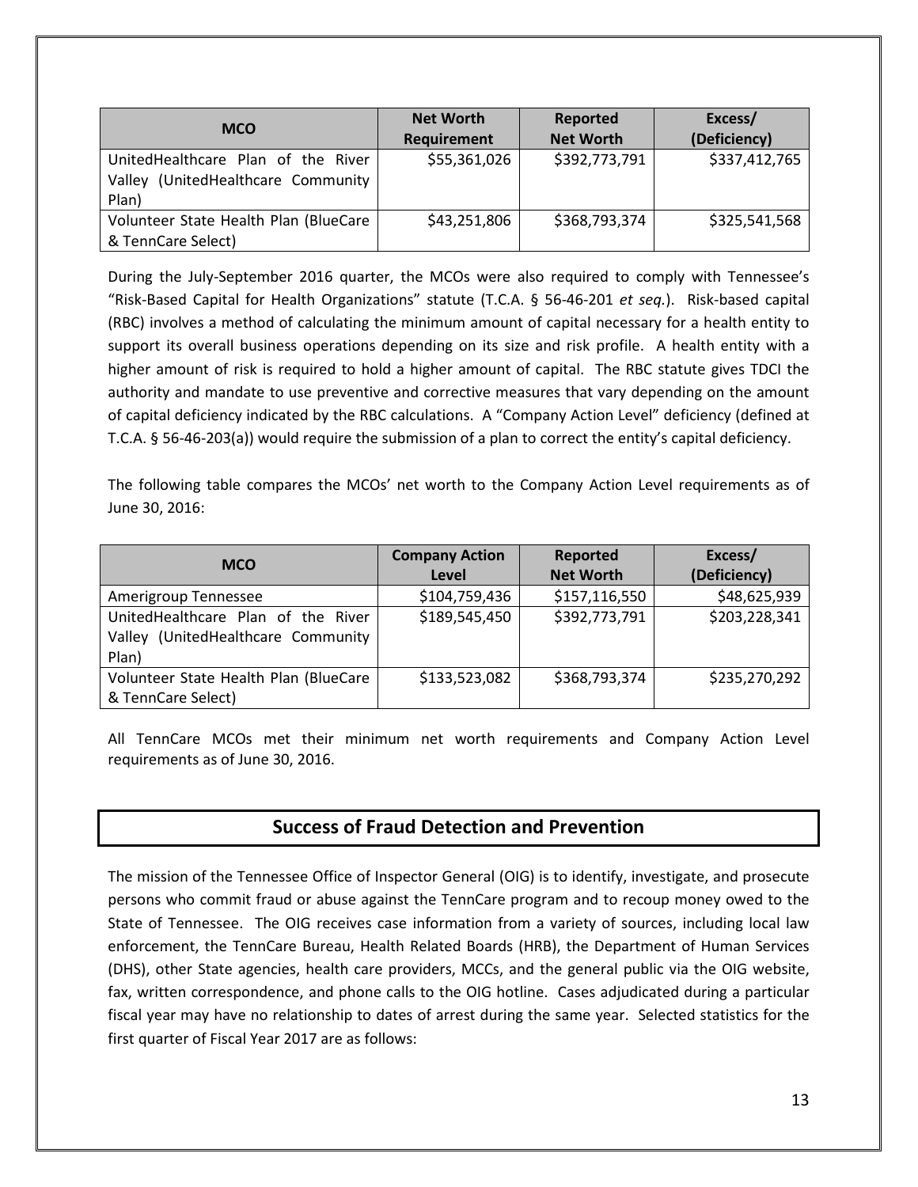| MCO | Net Worth Requirement | Reported Net Worth | Excess/ (Deficiency) |
|---|---|---|---|
| UnitedHealthcare Plan of the River Valley (UnitedHealthcare Community Plan) | $55,361,026 | $392,773,791 | $337,412,765 |
| Volunteer State Health Plan (BlueCare & TennCare Select) | $43,251,806 | $368,793,374 | $325,541,568 |

During the July-September 2016 quarter, the MCOs were also required to comply with Tennessee's "Risk-Based Capital for Health Organizations" statute (T.C.A. § 56-46-201 *et seq.*). Risk-based capital (RBC) involves a method of calculating the minimum amount of capital necessary for a health entity to support its overall business operations depending on its size and risk profile. A health entity with a higher amount of risk is required to hold a higher amount of capital. The RBC statute gives TDCI the authority and mandate to use preventive and corrective measures that vary depending on the amount of capital deficiency indicated by the RBC calculations. A "Company Action Level" deficiency (defined at T.C.A. § 56-46-203(a)) would require the submission of a plan to correct the entity's capital deficiency.

The following table compares the MCOs' net worth to the Company Action Level requirements as of June 30, 2016:

| MCO | Company Action Level | Reported Net Worth | Excess/ (Deficiency) |
|---|---|---|---|
| Amerigroup Tennessee | $104,759,436 | $157,116,550 | $48,625,939 |
| UnitedHealthcare Plan of the River Valley (UnitedHealthcare Community Plan) | $189,545,450 | $392,773,791 | $203,228,341 |
| Volunteer State Health Plan (BlueCare & TennCare Select) | $133,523,082 | $368,793,374 | $235,270,292 |

All TennCare MCOs met their minimum net worth requirements and Company Action Level requirements as of June 30, 2016.

## Success of Fraud Detection and Prevention

The mission of the Tennessee Office of Inspector General (OIG) is to identify, investigate, and prosecute persons who commit fraud or abuse against the TennCare program and to recoup money owed to the State of Tennessee. The OIG receives case information from a variety of sources, including local law enforcement, the TennCare Bureau, Health Related Boards (HRB), the Department of Human Services (DHS), other State agencies, health care providers, MCCs, and the general public via the OIG website, fax, written correspondence, and phone calls to the OIG hotline. Cases adjudicated during a particular fiscal year may have no relationship to dates of arrest during the same year. Selected statistics for the first quarter of Fiscal Year 2017 are as follows: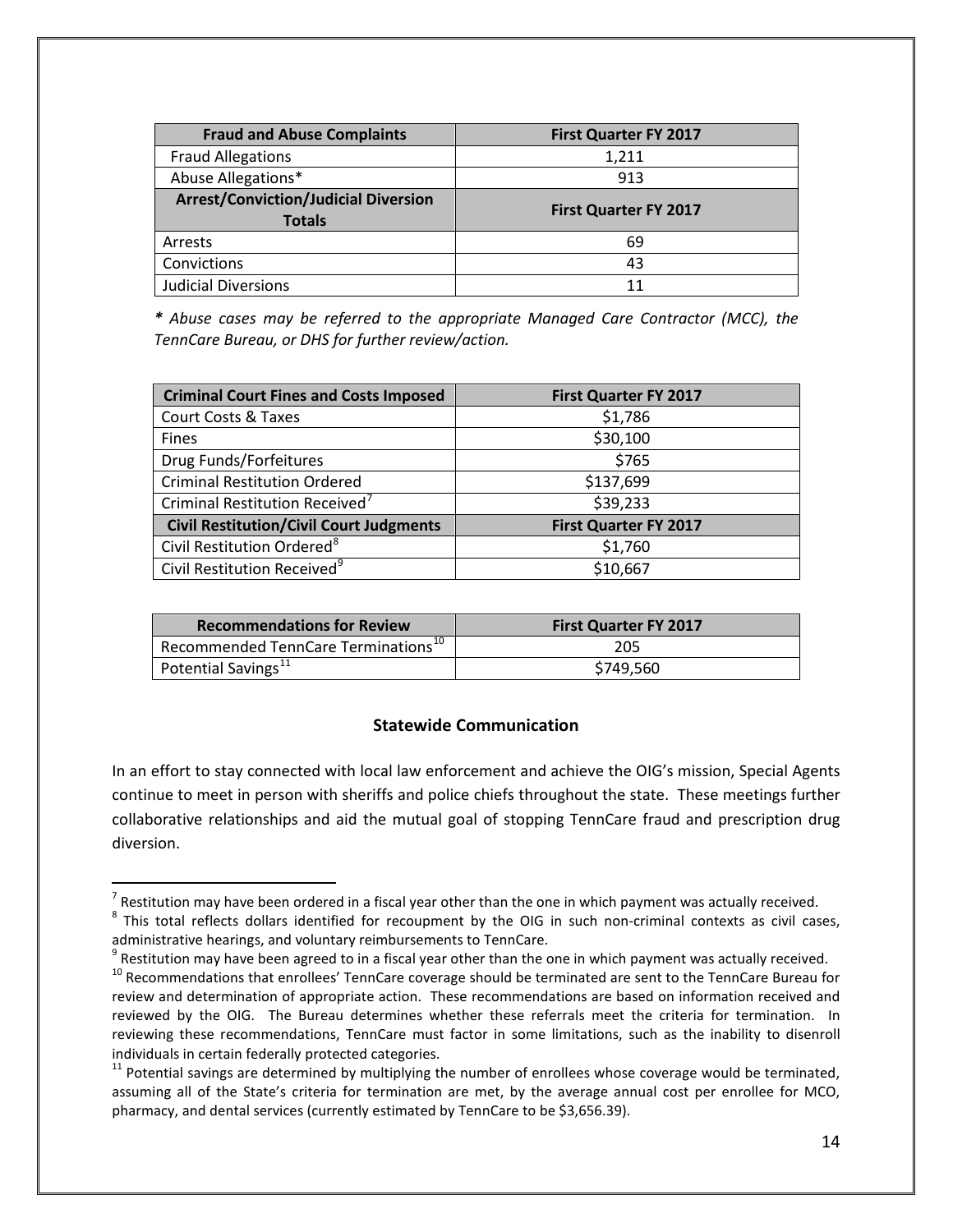| Fraud and Abuse Complaints | First Quarter FY 2017 |
|---|---|
| Fraud Allegations | 1,211 |
| Abuse Allegations* | 913 |
| **Arrest/Conviction/Judicial Diversion Totals** | **First Quarter FY 2017** |
| Arrests | 69 |
| Convictions | 43 |
| Judicial Diversions | 11 |

***** *Abuse cases may be referred to the appropriate Managed Care Contractor (MCC), the TennCare Bureau, or DHS for further review/action.*

| Criminal Court Fines and Costs Imposed | First Quarter FY 2017 |
|---|---|
| Court Costs & Taxes | $1,786 |
| Fines | $30,100 |
| Drug Funds/Forfeitures | $765 |
| Criminal Restitution Ordered | $137,699 |
| Criminal Restitution Received[7] | $39,233 |
| **Civil Restitution/Civil Court Judgments** | **First Quarter FY 2017** |
| Civil Restitution Ordered[8] | $1,760 |
| Civil Restitution Received[9] | $10,667 |

| Recommendations for Review | First Quarter FY 2017 |
|---|---|
| Recommended TennCare Terminations[10] | 205 |
| Potential Savings[11] | $749,560 |

### Statewide Communication

In an effort to stay connected with local law enforcement and achieve the OIG's mission, Special Agents continue to meet in person with sheriffs and police chiefs throughout the state. These meetings further collaborative relationships and aid the mutual goal of stopping TennCare fraud and prescription drug diversion.

---

[7] Restitution may have been ordered in a fiscal year other than the one in which payment was actually received.

[8] This total reflects dollars identified for recoupment by the OIG in such non-criminal contexts as civil cases, administrative hearings, and voluntary reimbursements to TennCare.

[9] Restitution may have been agreed to in a fiscal year other than the one in which payment was actually received.

[10] Recommendations that enrollees' TennCare coverage should be terminated are sent to the TennCare Bureau for review and determination of appropriate action. These recommendations are based on information received and reviewed by the OIG. The Bureau determines whether these referrals meet the criteria for termination. In reviewing these recommendations, TennCare must factor in some limitations, such as the inability to disenroll individuals in certain federally protected categories.

[11] Potential savings are determined by multiplying the number of enrollees whose coverage would be terminated, assuming all of the State's criteria for termination are met, by the average annual cost per enrollee for MCO, pharmacy, and dental services (currently estimated by TennCare to be $3,656.39).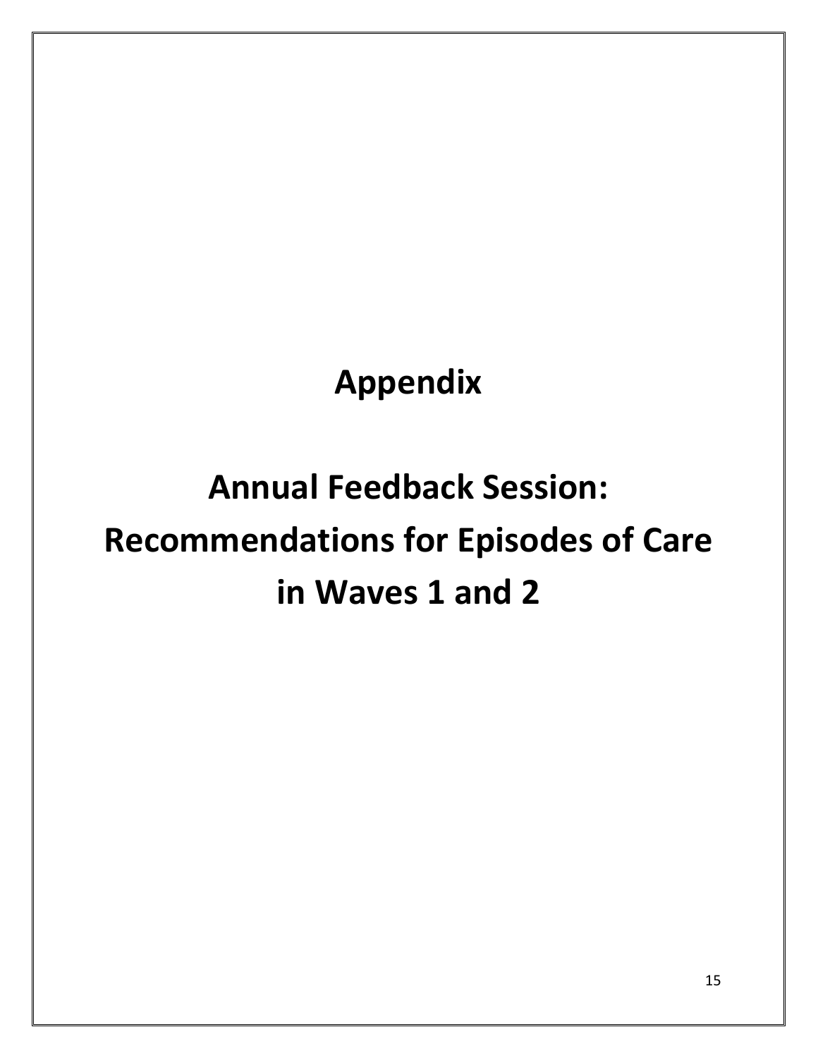# Appendix

# Annual Feedback Session: Recommendations for Episodes of Care in Waves 1 and 2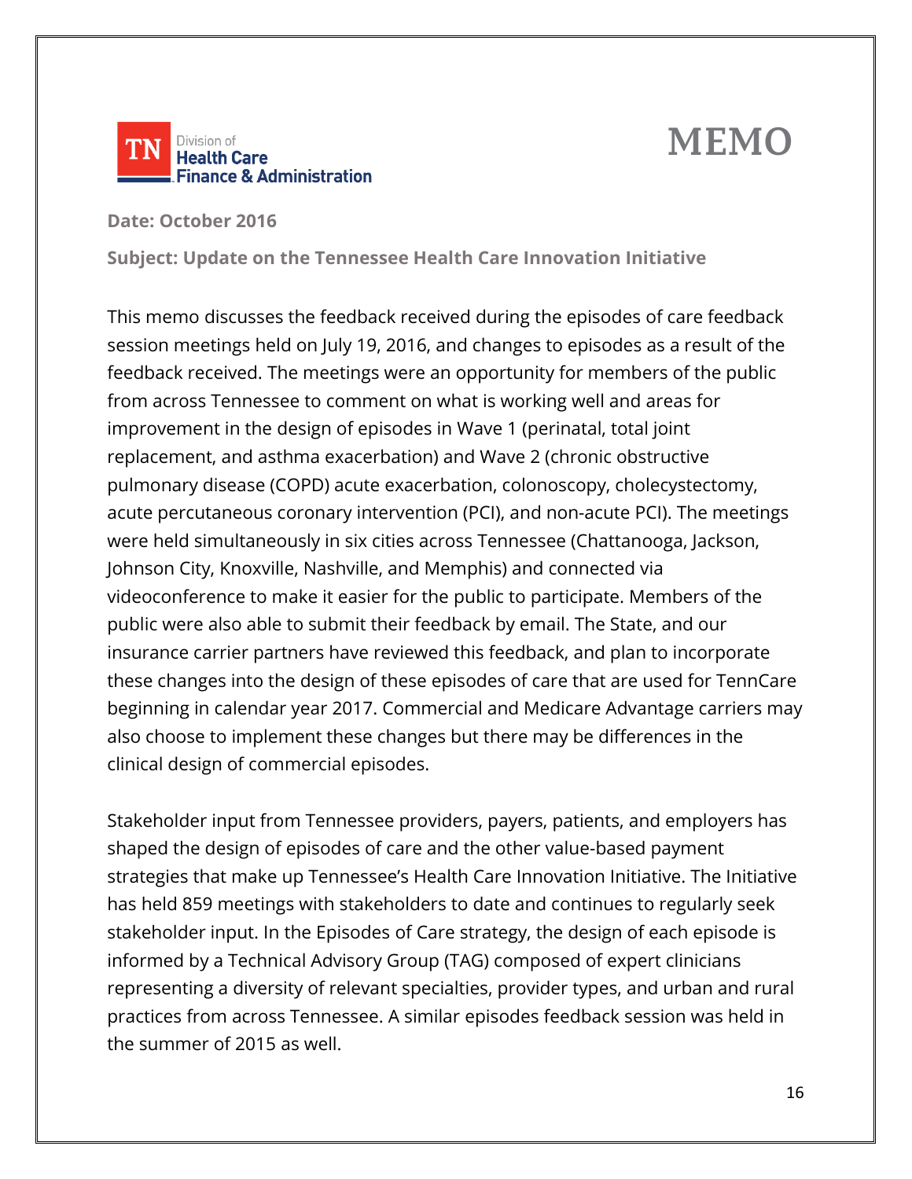TN Division of Health Care Finance & Administration

# MEMO

**Date: October 2016**

**Subject: Update on the Tennessee Health Care Innovation Initiative**

This memo discusses the feedback received during the episodes of care feedback session meetings held on July 19, 2016, and changes to episodes as a result of the feedback received. The meetings were an opportunity for members of the public from across Tennessee to comment on what is working well and areas for improvement in the design of episodes in Wave 1 (perinatal, total joint replacement, and asthma exacerbation) and Wave 2 (chronic obstructive pulmonary disease (COPD) acute exacerbation, colonoscopy, cholecystectomy, acute percutaneous coronary intervention (PCI), and non-acute PCI). The meetings were held simultaneously in six cities across Tennessee (Chattanooga, Jackson, Johnson City, Knoxville, Nashville, and Memphis) and connected via videoconference to make it easier for the public to participate. Members of the public were also able to submit their feedback by email. The State, and our insurance carrier partners have reviewed this feedback, and plan to incorporate these changes into the design of these episodes of care that are used for TennCare beginning in calendar year 2017. Commercial and Medicare Advantage carriers may also choose to implement these changes but there may be differences in the clinical design of commercial episodes.

Stakeholder input from Tennessee providers, payers, patients, and employers has shaped the design of episodes of care and the other value-based payment strategies that make up Tennessee's Health Care Innovation Initiative. The Initiative has held 859 meetings with stakeholders to date and continues to regularly seek stakeholder input. In the Episodes of Care strategy, the design of each episode is informed by a Technical Advisory Group (TAG) composed of expert clinicians representing a diversity of relevant specialties, provider types, and urban and rural practices from across Tennessee. A similar episodes feedback session was held in the summer of 2015 as well.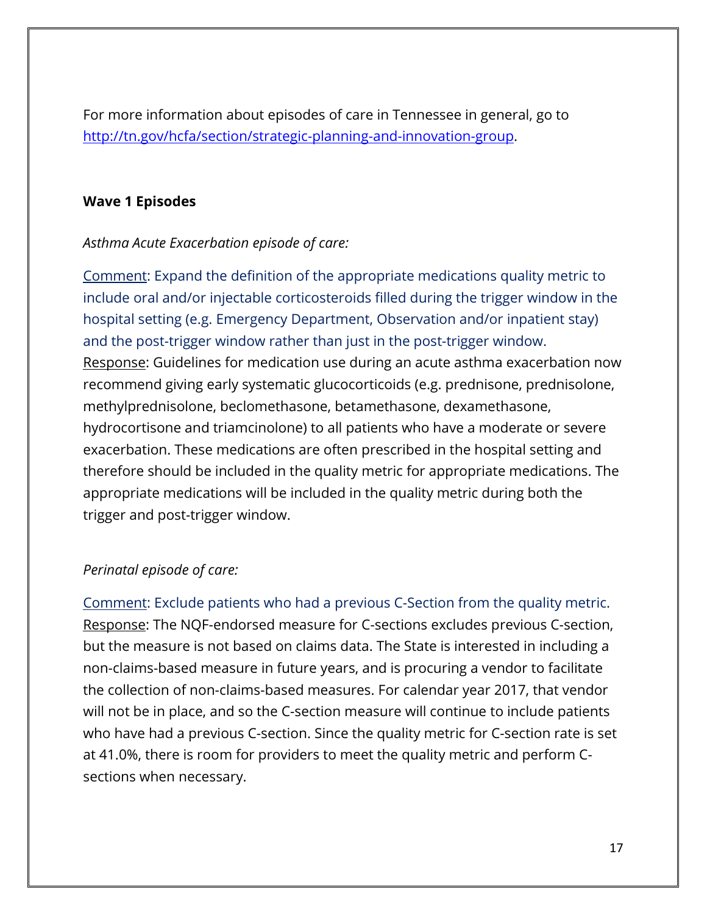For more information about episodes of care in Tennessee in general, go to [http://tn.gov/hcfa/section/strategic-planning-and-innovation-group](http://tn.gov/hcfa/section/strategic-planning-and-innovation-group).

**Wave 1 Episodes**

*Asthma Acute Exacerbation episode of care:*

Comment: Expand the definition of the appropriate medications quality metric to include oral and/or injectable corticosteroids filled during the trigger window in the hospital setting (e.g. Emergency Department, Observation and/or inpatient stay) and the post-trigger window rather than just in the post-trigger window.
Response: Guidelines for medication use during an acute asthma exacerbation now recommend giving early systematic glucocorticoids (e.g. prednisone, prednisolone, methylprednisolone, beclomethasone, betamethasone, dexamethasone, hydrocortisone and triamcinolone) to all patients who have a moderate or severe exacerbation. These medications are often prescribed in the hospital setting and therefore should be included in the quality metric for appropriate medications. The appropriate medications will be included in the quality metric during both the trigger and post-trigger window.

*Perinatal episode of care:*

Comment: Exclude patients who had a previous C-Section from the quality metric.
Response: The NQF-endorsed measure for C-sections excludes previous C-section, but the measure is not based on claims data. The State is interested in including a non-claims-based measure in future years, and is procuring a vendor to facilitate the collection of non-claims-based measures. For calendar year 2017, that vendor will not be in place, and so the C-section measure will continue to include patients who have had a previous C-section. Since the quality metric for C-section rate is set at 41.0%, there is room for providers to meet the quality metric and perform C-sections when necessary.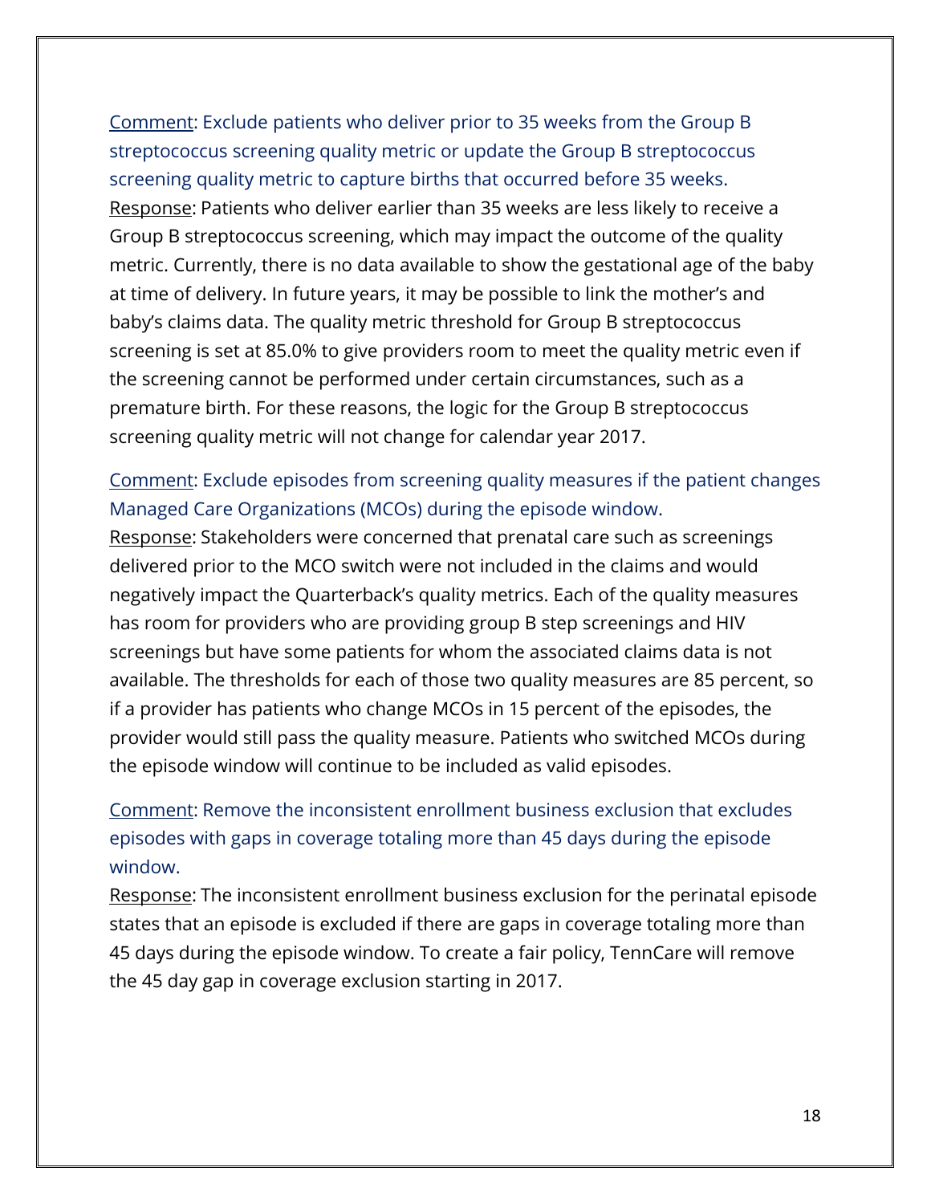Comment: Exclude patients who deliver prior to 35 weeks from the Group B streptococcus screening quality metric or update the Group B streptococcus screening quality metric to capture births that occurred before 35 weeks.
Response: Patients who deliver earlier than 35 weeks are less likely to receive a Group B streptococcus screening, which may impact the outcome of the quality metric. Currently, there is no data available to show the gestational age of the baby at time of delivery. In future years, it may be possible to link the mother's and baby's claims data. The quality metric threshold for Group B streptococcus screening is set at 85.0% to give providers room to meet the quality metric even if the screening cannot be performed under certain circumstances, such as a premature birth. For these reasons, the logic for the Group B streptococcus screening quality metric will not change for calendar year 2017.

Comment: Exclude episodes from screening quality measures if the patient changes Managed Care Organizations (MCOs) during the episode window.
Response: Stakeholders were concerned that prenatal care such as screenings delivered prior to the MCO switch were not included in the claims and would negatively impact the Quarterback's quality metrics. Each of the quality measures has room for providers who are providing group B step screenings and HIV screenings but have some patients for whom the associated claims data is not available. The thresholds for each of those two quality measures are 85 percent, so if a provider has patients who change MCOs in 15 percent of the episodes, the provider would still pass the quality measure. Patients who switched MCOs during the episode window will continue to be included as valid episodes.

Comment: Remove the inconsistent enrollment business exclusion that excludes episodes with gaps in coverage totaling more than 45 days during the episode window.
Response: The inconsistent enrollment business exclusion for the perinatal episode states that an episode is excluded if there are gaps in coverage totaling more than 45 days during the episode window. To create a fair policy, TennCare will remove the 45 day gap in coverage exclusion starting in 2017.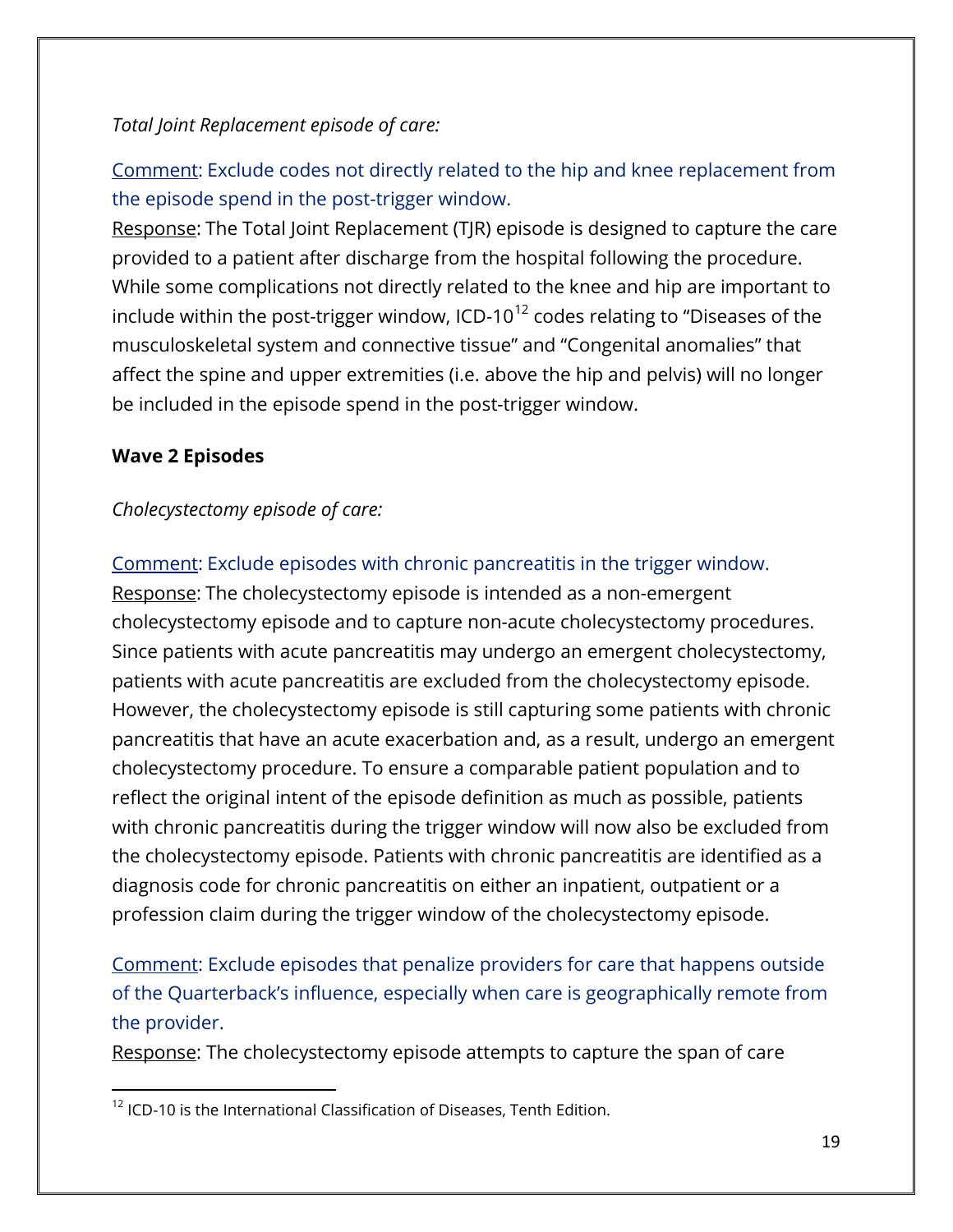*Total Joint Replacement episode of care:*

Comment: Exclude codes not directly related to the hip and knee replacement from the episode spend in the post-trigger window.

Response: The Total Joint Replacement (TJR) episode is designed to capture the care provided to a patient after discharge from the hospital following the procedure. While some complications not directly related to the knee and hip are important to include within the post-trigger window, ICD-10[12] codes relating to "Diseases of the musculoskeletal system and connective tissue" and "Congenital anomalies" that affect the spine and upper extremities (i.e. above the hip and pelvis) will no longer be included in the episode spend in the post-trigger window.

**Wave 2 Episodes**

*Cholecystectomy episode of care:*

Comment: Exclude episodes with chronic pancreatitis in the trigger window.

Response: The cholecystectomy episode is intended as a non-emergent cholecystectomy episode and to capture non-acute cholecystectomy procedures. Since patients with acute pancreatitis may undergo an emergent cholecystectomy, patients with acute pancreatitis are excluded from the cholecystectomy episode. However, the cholecystectomy episode is still capturing some patients with chronic pancreatitis that have an acute exacerbation and, as a result, undergo an emergent cholecystectomy procedure. To ensure a comparable patient population and to reflect the original intent of the episode definition as much as possible, patients with chronic pancreatitis during the trigger window will now also be excluded from the cholecystectomy episode. Patients with chronic pancreatitis are identified as a diagnosis code for chronic pancreatitis on either an inpatient, outpatient or a profession claim during the trigger window of the cholecystectomy episode.

Comment: Exclude episodes that penalize providers for care that happens outside of the Quarterback's influence, especially when care is geographically remote from the provider.

Response: The cholecystectomy episode attempts to capture the span of care

[12] ICD-10 is the International Classification of Diseases, Tenth Edition.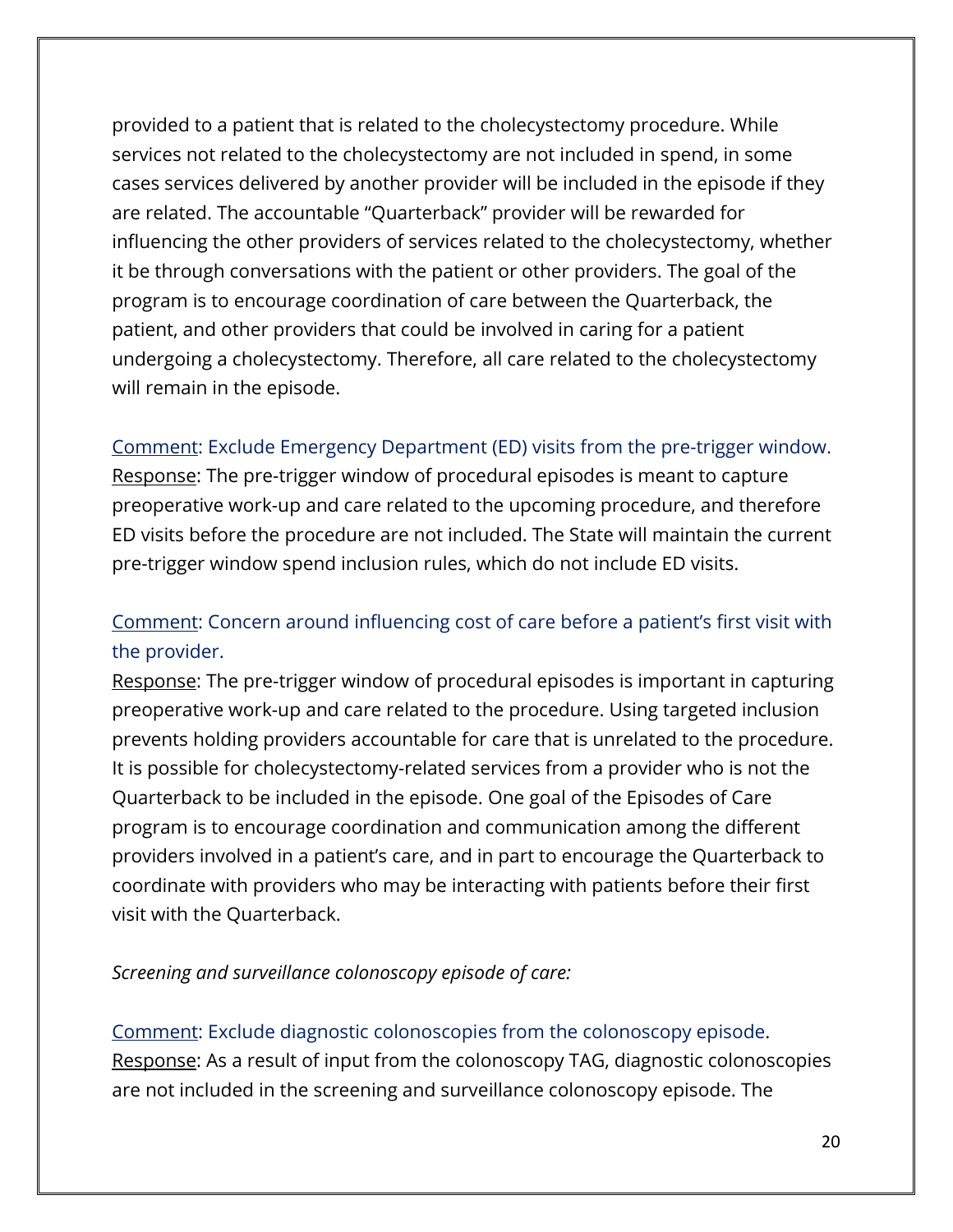provided to a patient that is related to the cholecystectomy procedure. While services not related to the cholecystectomy are not included in spend, in some cases services delivered by another provider will be included in the episode if they are related. The accountable "Quarterback" provider will be rewarded for influencing the other providers of services related to the cholecystectomy, whether it be through conversations with the patient or other providers. The goal of the program is to encourage coordination of care between the Quarterback, the patient, and other providers that could be involved in caring for a patient undergoing a cholecystectomy. Therefore, all care related to the cholecystectomy will remain in the episode.

Comment: Exclude Emergency Department (ED) visits from the pre-trigger window.
Response: The pre-trigger window of procedural episodes is meant to capture preoperative work-up and care related to the upcoming procedure, and therefore ED visits before the procedure are not included. The State will maintain the current pre-trigger window spend inclusion rules, which do not include ED visits.

Comment: Concern around influencing cost of care before a patient's first visit with the provider.
Response: The pre-trigger window of procedural episodes is important in capturing preoperative work-up and care related to the procedure. Using targeted inclusion prevents holding providers accountable for care that is unrelated to the procedure. It is possible for cholecystectomy-related services from a provider who is not the Quarterback to be included in the episode. One goal of the Episodes of Care program is to encourage coordination and communication among the different providers involved in a patient's care, and in part to encourage the Quarterback to coordinate with providers who may be interacting with patients before their first visit with the Quarterback.

*Screening and surveillance colonoscopy episode of care:*

Comment: Exclude diagnostic colonoscopies from the colonoscopy episode.
Response: As a result of input from the colonoscopy TAG, diagnostic colonoscopies are not included in the screening and surveillance colonoscopy episode. The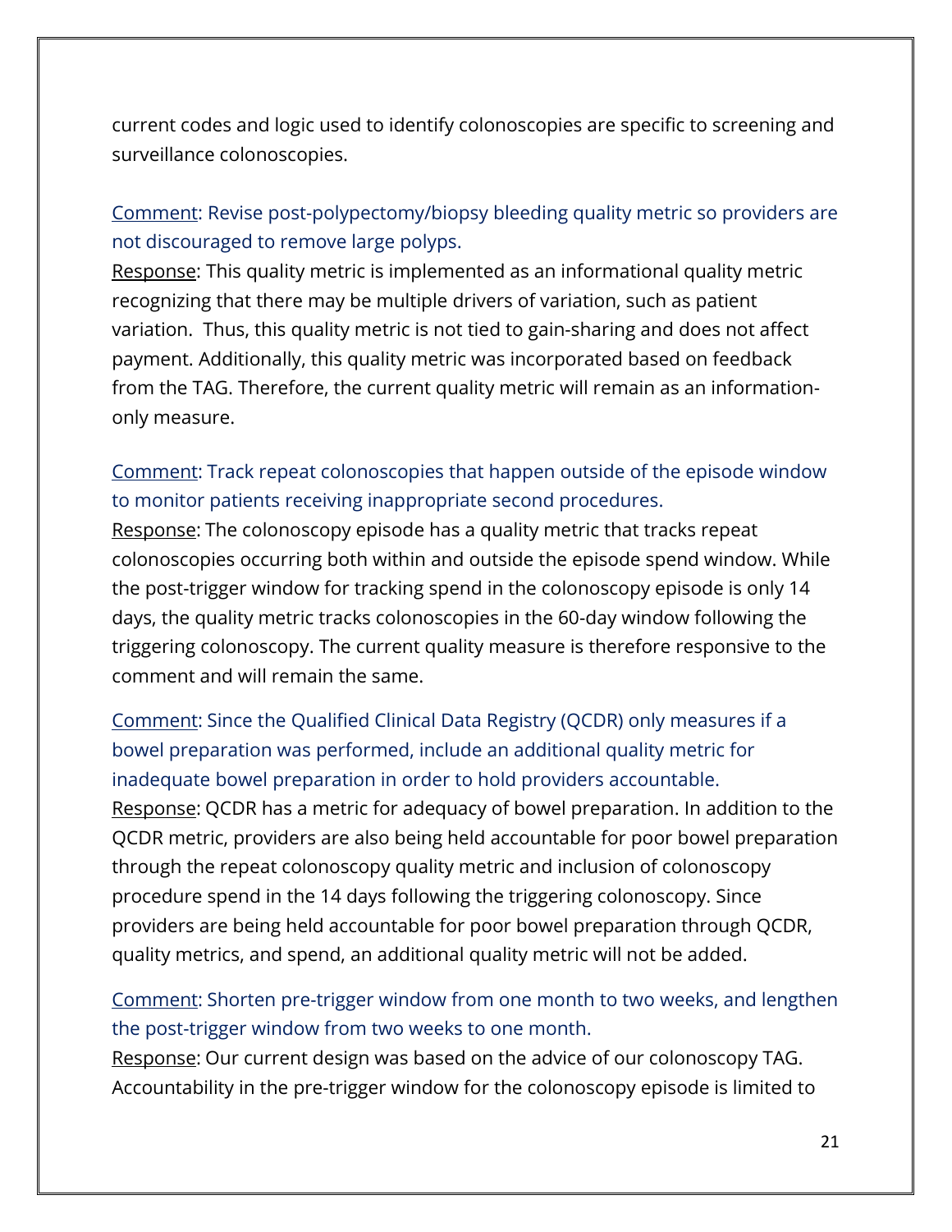current codes and logic used to identify colonoscopies are specific to screening and surveillance colonoscopies.

Comment: Revise post-polypectomy/biopsy bleeding quality metric so providers are not discouraged to remove large polyps.
Response: This quality metric is implemented as an informational quality metric recognizing that there may be multiple drivers of variation, such as patient variation. Thus, this quality metric is not tied to gain-sharing and does not affect payment. Additionally, this quality metric was incorporated based on feedback from the TAG. Therefore, the current quality metric will remain as an information-only measure.

Comment: Track repeat colonoscopies that happen outside of the episode window to monitor patients receiving inappropriate second procedures.
Response: The colonoscopy episode has a quality metric that tracks repeat colonoscopies occurring both within and outside the episode spend window. While the post-trigger window for tracking spend in the colonoscopy episode is only 14 days, the quality metric tracks colonoscopies in the 60-day window following the triggering colonoscopy. The current quality measure is therefore responsive to the comment and will remain the same.

Comment: Since the Qualified Clinical Data Registry (QCDR) only measures if a bowel preparation was performed, include an additional quality metric for inadequate bowel preparation in order to hold providers accountable.
Response: QCDR has a metric for adequacy of bowel preparation. In addition to the QCDR metric, providers are also being held accountable for poor bowel preparation through the repeat colonoscopy quality metric and inclusion of colonoscopy procedure spend in the 14 days following the triggering colonoscopy. Since providers are being held accountable for poor bowel preparation through QCDR, quality metrics, and spend, an additional quality metric will not be added.

Comment: Shorten pre-trigger window from one month to two weeks, and lengthen the post-trigger window from two weeks to one month.
Response: Our current design was based on the advice of our colonoscopy TAG. Accountability in the pre-trigger window for the colonoscopy episode is limited to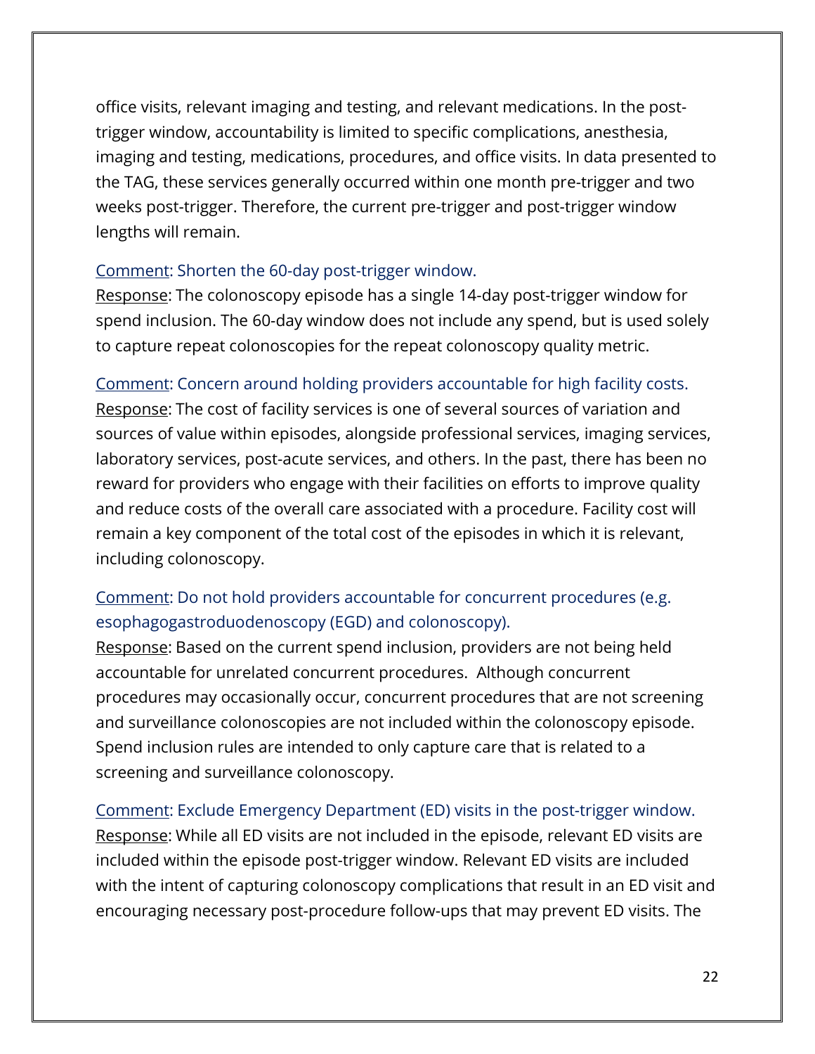office visits, relevant imaging and testing, and relevant medications. In the post-trigger window, accountability is limited to specific complications, anesthesia, imaging and testing, medications, procedures, and office visits. In data presented to the TAG, these services generally occurred within one month pre-trigger and two weeks post-trigger. Therefore, the current pre-trigger and post-trigger window lengths will remain.

Comment: Shorten the 60-day post-trigger window.
Response: The colonoscopy episode has a single 14-day post-trigger window for spend inclusion. The 60-day window does not include any spend, but is used solely to capture repeat colonoscopies for the repeat colonoscopy quality metric.

Comment: Concern around holding providers accountable for high facility costs.
Response: The cost of facility services is one of several sources of variation and sources of value within episodes, alongside professional services, imaging services, laboratory services, post-acute services, and others. In the past, there has been no reward for providers who engage with their facilities on efforts to improve quality and reduce costs of the overall care associated with a procedure. Facility cost will remain a key component of the total cost of the episodes in which it is relevant, including colonoscopy.

Comment: Do not hold providers accountable for concurrent procedures (e.g. esophagogastroduodenoscopy (EGD) and colonoscopy).
Response: Based on the current spend inclusion, providers are not being held accountable for unrelated concurrent procedures. Although concurrent procedures may occasionally occur, concurrent procedures that are not screening and surveillance colonoscopies are not included within the colonoscopy episode. Spend inclusion rules are intended to only capture care that is related to a screening and surveillance colonoscopy.

Comment: Exclude Emergency Department (ED) visits in the post-trigger window.
Response: While all ED visits are not included in the episode, relevant ED visits are included within the episode post-trigger window. Relevant ED visits are included with the intent of capturing colonoscopy complications that result in an ED visit and encouraging necessary post-procedure follow-ups that may prevent ED visits. The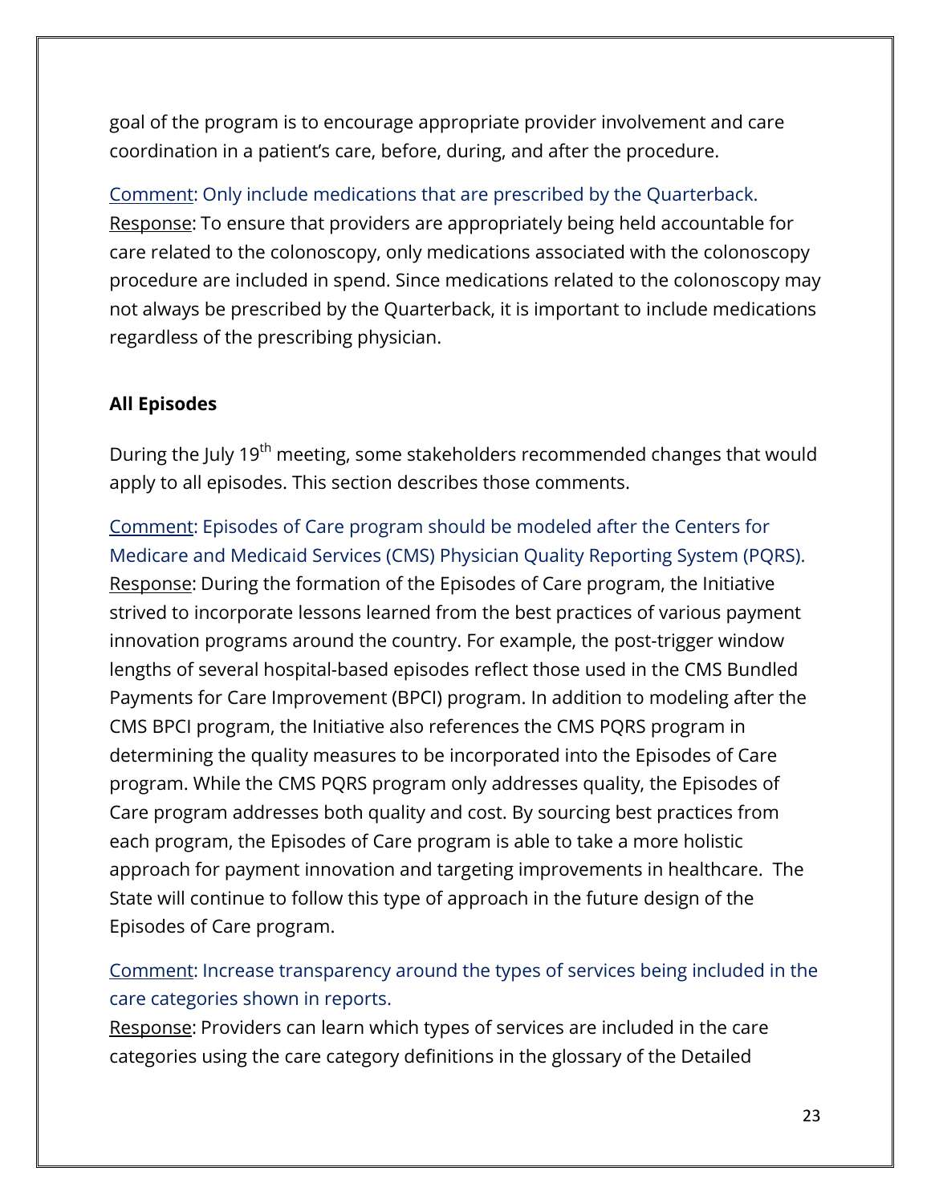goal of the program is to encourage appropriate provider involvement and care coordination in a patient's care, before, during, and after the procedure.

Comment: Only include medications that are prescribed by the Quarterback.
Response: To ensure that providers are appropriately being held accountable for care related to the colonoscopy, only medications associated with the colonoscopy procedure are included in spend. Since medications related to the colonoscopy may not always be prescribed by the Quarterback, it is important to include medications regardless of the prescribing physician.

**All Episodes**

During the July 19th meeting, some stakeholders recommended changes that would apply to all episodes. This section describes those comments.

Comment: Episodes of Care program should be modeled after the Centers for Medicare and Medicaid Services (CMS) Physician Quality Reporting System (PQRS).
Response: During the formation of the Episodes of Care program, the Initiative strived to incorporate lessons learned from the best practices of various payment innovation programs around the country. For example, the post-trigger window lengths of several hospital-based episodes reflect those used in the CMS Bundled Payments for Care Improvement (BPCI) program. In addition to modeling after the CMS BPCI program, the Initiative also references the CMS PQRS program in determining the quality measures to be incorporated into the Episodes of Care program. While the CMS PQRS program only addresses quality, the Episodes of Care program addresses both quality and cost. By sourcing best practices from each program, the Episodes of Care program is able to take a more holistic approach for payment innovation and targeting improvements in healthcare. The State will continue to follow this type of approach in the future design of the Episodes of Care program.

Comment: Increase transparency around the types of services being included in the care categories shown in reports.
Response: Providers can learn which types of services are included in the care categories using the care category definitions in the glossary of the Detailed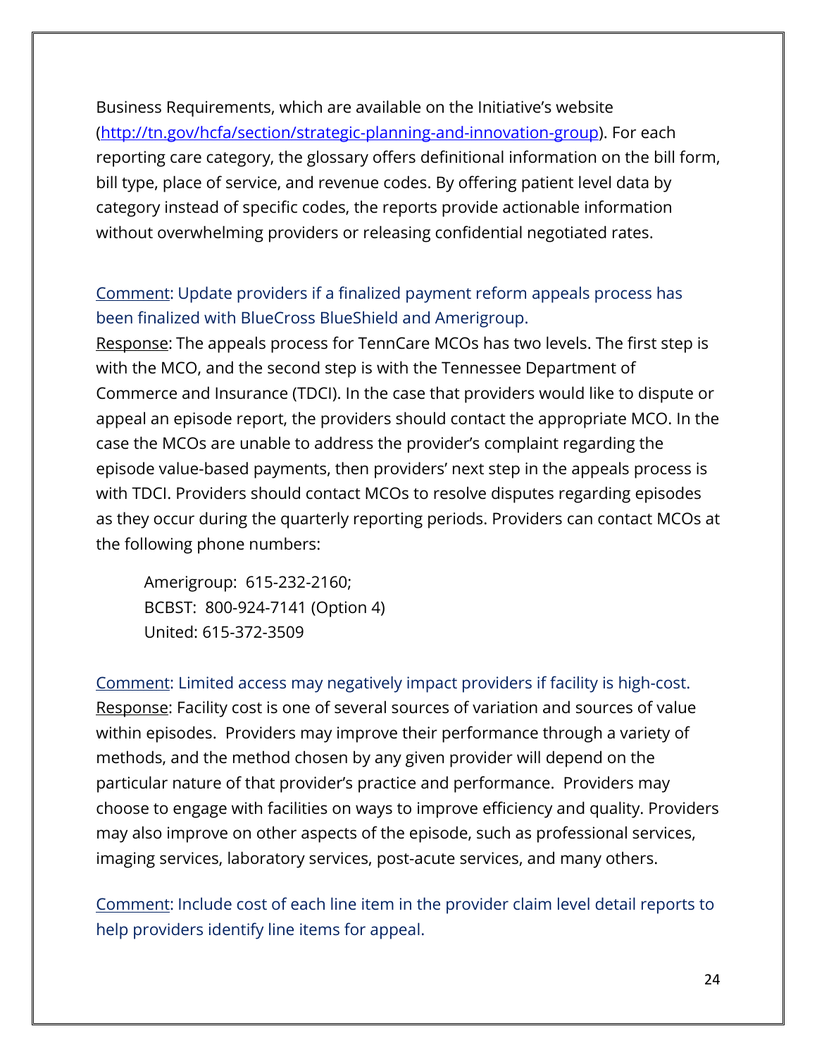Business Requirements, which are available on the Initiative's website ([http://tn.gov/hcfa/section/strategic-planning-and-innovation-group](http://tn.gov/hcfa/section/strategic-planning-and-innovation-group)). For each reporting care category, the glossary offers definitional information on the bill form, bill type, place of service, and revenue codes. By offering patient level data by category instead of specific codes, the reports provide actionable information without overwhelming providers or releasing confidential negotiated rates.

Comment: Update providers if a finalized payment reform appeals process has been finalized with BlueCross BlueShield and Amerigroup.

Response: The appeals process for TennCare MCOs has two levels. The first step is with the MCO, and the second step is with the Tennessee Department of Commerce and Insurance (TDCI). In the case that providers would like to dispute or appeal an episode report, the providers should contact the appropriate MCO. In the case the MCOs are unable to address the provider's complaint regarding the episode value-based payments, then providers' next step in the appeals process is with TDCI. Providers should contact MCOs to resolve disputes regarding episodes as they occur during the quarterly reporting periods. Providers can contact MCOs at the following phone numbers:

Amerigroup: 615-232-2160;
BCBST: 800-924-7141 (Option 4)
United: 615-372-3509

Comment: Limited access may negatively impact providers if facility is high-cost.

Response: Facility cost is one of several sources of variation and sources of value within episodes. Providers may improve their performance through a variety of methods, and the method chosen by any given provider will depend on the particular nature of that provider's practice and performance. Providers may choose to engage with facilities on ways to improve efficiency and quality. Providers may also improve on other aspects of the episode, such as professional services, imaging services, laboratory services, post-acute services, and many others.

Comment: Include cost of each line item in the provider claim level detail reports to help providers identify line items for appeal.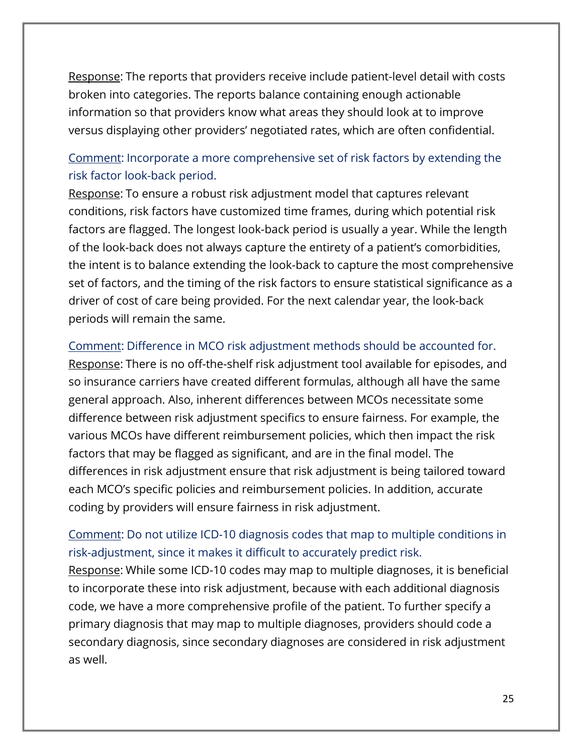Response: The reports that providers receive include patient-level detail with costs broken into categories. The reports balance containing enough actionable information so that providers know what areas they should look at to improve versus displaying other providers' negotiated rates, which are often confidential.

Comment: Incorporate a more comprehensive set of risk factors by extending the risk factor look-back period.

Response: To ensure a robust risk adjustment model that captures relevant conditions, risk factors have customized time frames, during which potential risk factors are flagged. The longest look-back period is usually a year. While the length of the look-back does not always capture the entirety of a patient's comorbidities, the intent is to balance extending the look-back to capture the most comprehensive set of factors, and the timing of the risk factors to ensure statistical significance as a driver of cost of care being provided. For the next calendar year, the look-back periods will remain the same.

Comment: Difference in MCO risk adjustment methods should be accounted for.

Response: There is no off-the-shelf risk adjustment tool available for episodes, and so insurance carriers have created different formulas, although all have the same general approach. Also, inherent differences between MCOs necessitate some difference between risk adjustment specifics to ensure fairness. For example, the various MCOs have different reimbursement policies, which then impact the risk factors that may be flagged as significant, and are in the final model. The differences in risk adjustment ensure that risk adjustment is being tailored toward each MCO's specific policies and reimbursement policies. In addition, accurate coding by providers will ensure fairness in risk adjustment.

Comment: Do not utilize ICD-10 diagnosis codes that map to multiple conditions in risk-adjustment, since it makes it difficult to accurately predict risk.

Response: While some ICD-10 codes may map to multiple diagnoses, it is beneficial to incorporate these into risk adjustment, because with each additional diagnosis code, we have a more comprehensive profile of the patient. To further specify a primary diagnosis that may map to multiple diagnoses, providers should code a secondary diagnosis, since secondary diagnoses are considered in risk adjustment as well.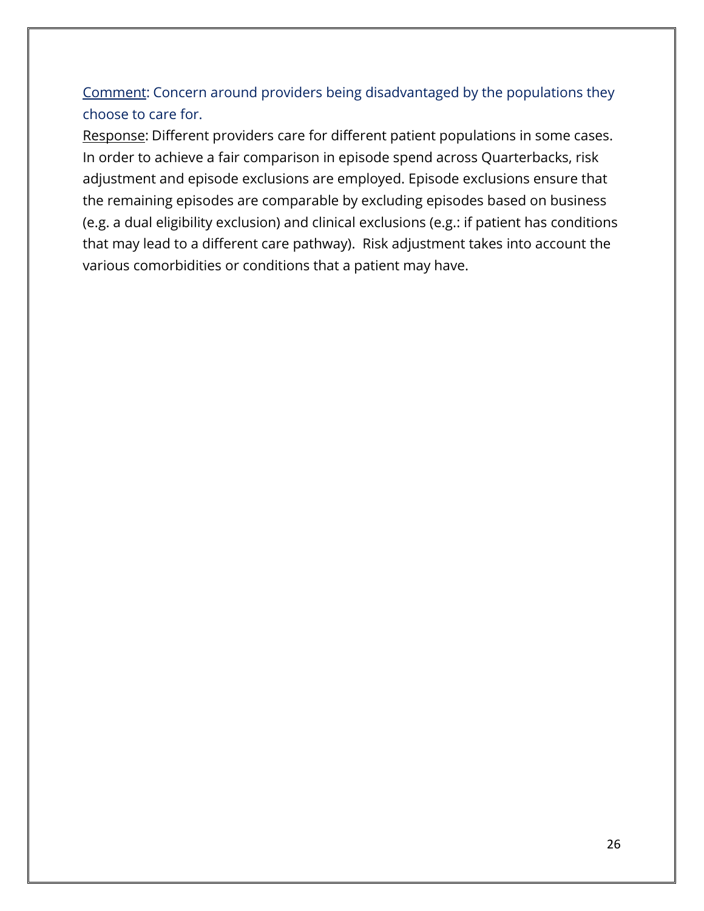<u>Comment</u>: Concern around providers being disadvantaged by the populations they choose to care for.

<u>Response</u>: Different providers care for different patient populations in some cases. In order to achieve a fair comparison in episode spend across Quarterbacks, risk adjustment and episode exclusions are employed. Episode exclusions ensure that the remaining episodes are comparable by excluding episodes based on business (e.g. a dual eligibility exclusion) and clinical exclusions (e.g.: if patient has conditions that may lead to a different care pathway). Risk adjustment takes into account the various comorbidities or conditions that a patient may have.